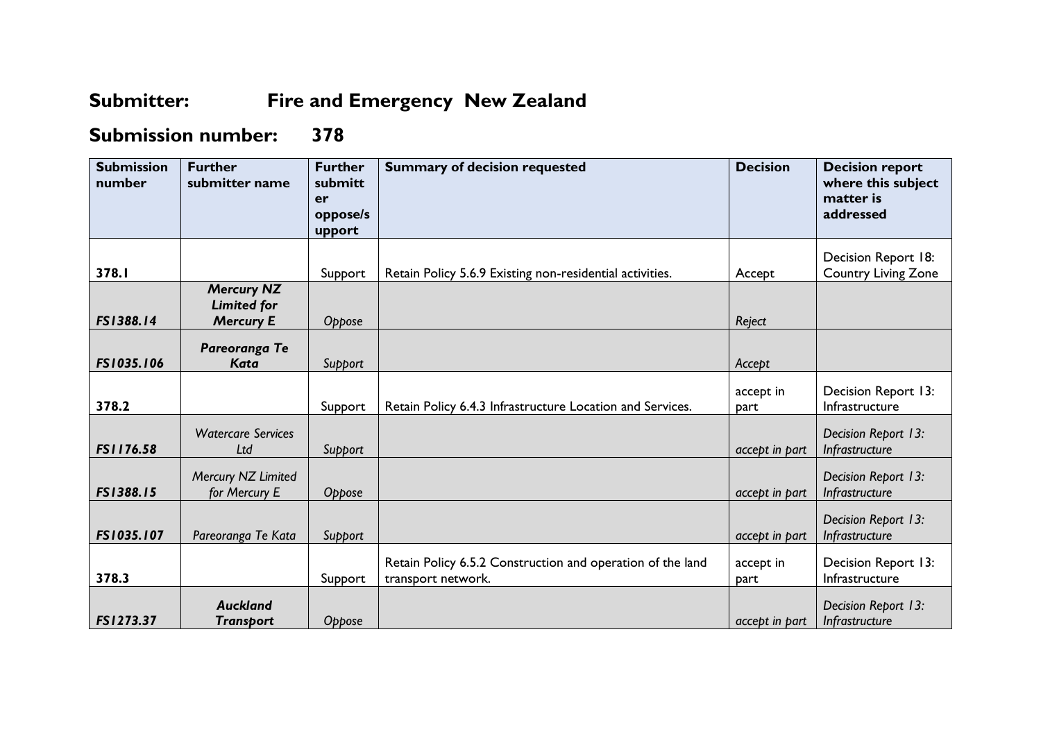# Submitter: Fire and Emergency New Zealand

# Submission number: 378

| Submission number | Further submitter name | Further submitter oppose/support | Summary of decision requested | Decision | Decision report where this subject matter is addressed |
|---|---|---|---|---|---|
| 378.1 | | Support | Retain Policy 5.6.9 Existing non-residential activities. | Accept | Decision Report 18: Country Living Zone |
| *FS1388.14* | ***Mercury NZ Limited for Mercury E*** | *Oppose* | | *Reject* | |
| *FS1035.106* | ***Pareoranga Te Kata*** | *Support* | | *Accept* | |
| 378.2 | | Support | Retain Policy 6.4.3 Infrastructure Location and Services. | accept in part | Decision Report 13: Infrastructure |
| *FS1176.58* | *Watercare Services Ltd* | *Support* | | *accept in part* | *Decision Report 13: Infrastructure* |
| *FS1388.15* | *Mercury NZ Limited for Mercury E* | *Oppose* | | *accept in part* | *Decision Report 13: Infrastructure* |
| *FS1035.107* | *Pareoranga Te Kata* | *Support* | | *accept in part* | *Decision Report 13: Infrastructure* |
| 378.3 | | Support | Retain Policy 6.5.2 Construction and operation of the land transport network. | accept in part | Decision Report 13: Infrastructure |
| *FS1273.37* | ***Auckland Transport*** | *Oppose* | | *accept in part* | *Decision Report 13: Infrastructure* |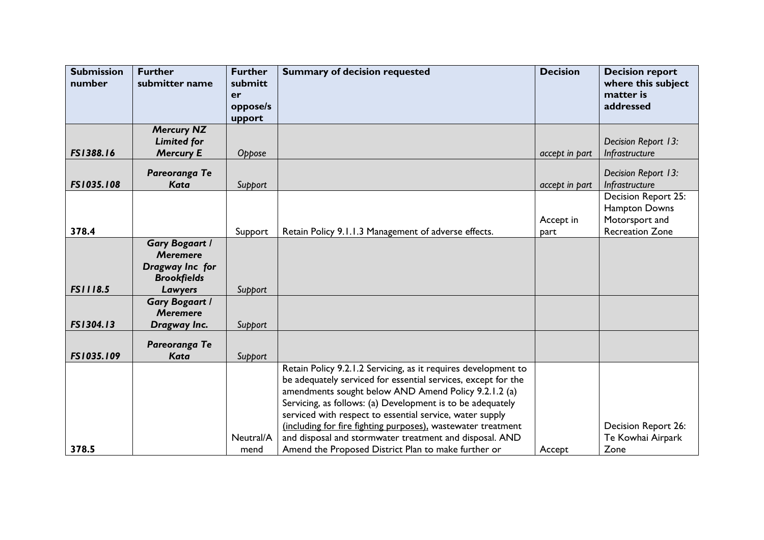| Submission number | Further submitter name | Further submitter oppose/support | Summary of decision requested | Decision | Decision report where this subject matter is addressed |
|---|---|---|---|---|---|
| *FS1388.16* | ***Mercury NZ Limited for Mercury E*** | *Oppose* | | *accept in part* | *Decision Report 13: Infrastructure* |
| *FS1035.108* | ***Pareoranga Te Kata*** | *Support* | | *accept in part* | *Decision Report 13: Infrastructure* |
| 378.4 | | Support | Retain Policy 9.1.1.3 Management of adverse effects. | Accept in part | Decision Report 25: Hampton Downs Motorsport and Recreation Zone |
| *FS1118.5* | ***Gary Bogaart / Meremere Dragway Inc for Brookfields Lawyers*** | *Support* | | | |
| *FS1304.13* | ***Gary Bogaart / Meremere Dragway Inc.*** | *Support* | | | |
| *FS1035.109* | ***Pareoranga Te Kata*** | *Support* | | | |
| 378.5 | | Neutral/Amend | Retain Policy 9.2.1.2 Servicing, as it requires development to be adequately serviced for essential services, except for the amendments sought below AND Amend Policy 9.2.1.2 (a) Servicing, as follows: (a) Development is to be adequately serviced with respect to essential service, water supply <u>(including for fire fighting purposes)</u>, wastewater treatment and disposal and stormwater treatment and disposal. AND Amend the Proposed District Plan to make further or | Accept | Decision Report 26: Te Kowhai Airpark Zone |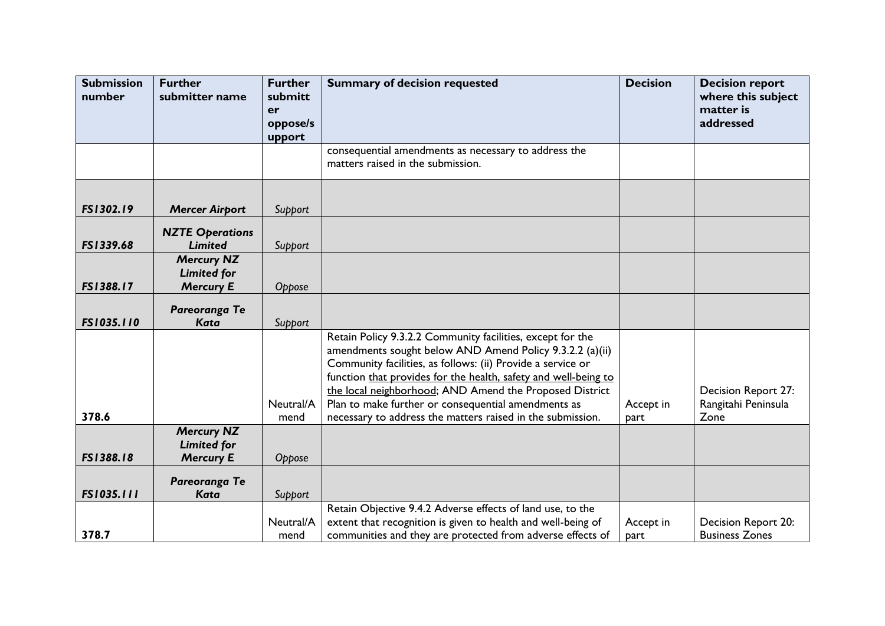| Submission number | Further submitter name | Further submitter oppose/support | Summary of decision requested | Decision | Decision report where this subject matter is addressed |
|---|---|---|---|---|---|
| | | | consequential amendments as necessary to address the matters raised in the submission. | | |
| *FS1302.19* | ***Mercer Airport*** | *Support* | | | |
| *FS1339.68* | ***NZTE Operations Limited*** | *Support* | | | |
| *FS1388.17* | ***Mercury NZ Limited for Mercury E*** | *Oppose* | | | |
| *FS1035.110* | ***Pareoranga Te Kata*** | *Support* | | | |
| **378.6** | | Neutral/Amend | Retain Policy 9.3.2.2 Community facilities, except for the amendments sought below AND Amend Policy 9.3.2.2 (a)(ii) Community facilities, as follows: (ii) Provide a service or function <u>that provides for the health, safety and well-being to the local neighborhood</u>; AND Amend the Proposed District Plan to make further or consequential amendments as necessary to address the matters raised in the submission. | Accept in part | Decision Report 27: Rangitahi Peninsula Zone |
| *FS1388.18* | ***Mercury NZ Limited for Mercury E*** | *Oppose* | | | |
| *FS1035.111* | ***Pareoranga Te Kata*** | *Support* | | | |
| **378.7** | | Neutral/Amend | Retain Objective 9.4.2 Adverse effects of land use, to the extent that recognition is given to health and well-being of communities and they are protected from adverse effects of | Accept in part | Decision Report 20: Business Zones |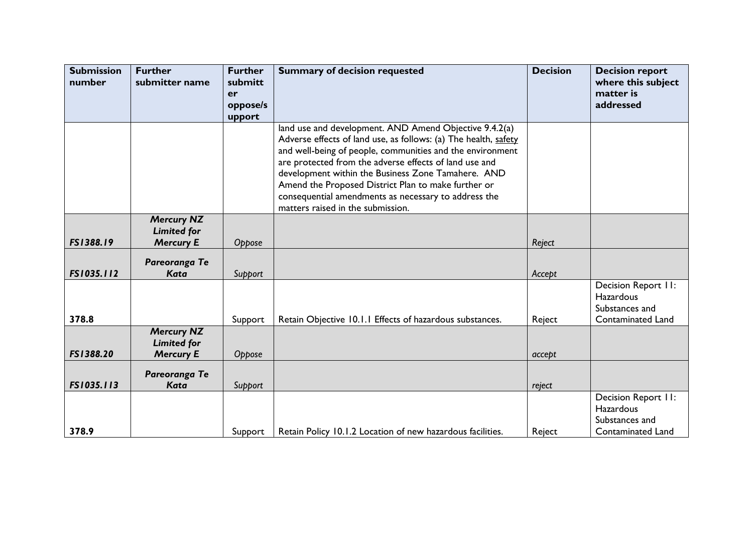| Submission number | Further submitter name | Further submitter oppose/support | Summary of decision requested | Decision | Decision report where this subject matter is addressed |
|---|---|---|---|---|---|
| | | | land use and development. AND Amend Objective 9.4.2(a) Adverse effects of land use, as follows: (a) The health, safety and well-being of people, communities and the environment are protected from the adverse effects of land use and development within the Business Zone Tamahere. AND Amend the Proposed District Plan to make further or consequential amendments as necessary to address the matters raised in the submission. | | |
| *FS1388.19* | ***Mercury NZ Limited for Mercury E*** | *Oppose* | | *Reject* | |
| *FS1035.112* | ***Pareoranga Te Kata*** | *Support* | | *Accept* | |
| **378.8** | | Support | Retain Objective 10.1.1 Effects of hazardous substances. | Reject | Decision Report 11: Hazardous Substances and Contaminated Land |
| *FS1388.20* | ***Mercury NZ Limited for Mercury E*** | *Oppose* | | *accept* | |
| *FS1035.113* | ***Pareoranga Te Kata*** | *Support* | | *reject* | |
| **378.9** | | Support | Retain Policy 10.1.2 Location of new hazardous facilities. | Reject | Decision Report 11: Hazardous Substances and Contaminated Land |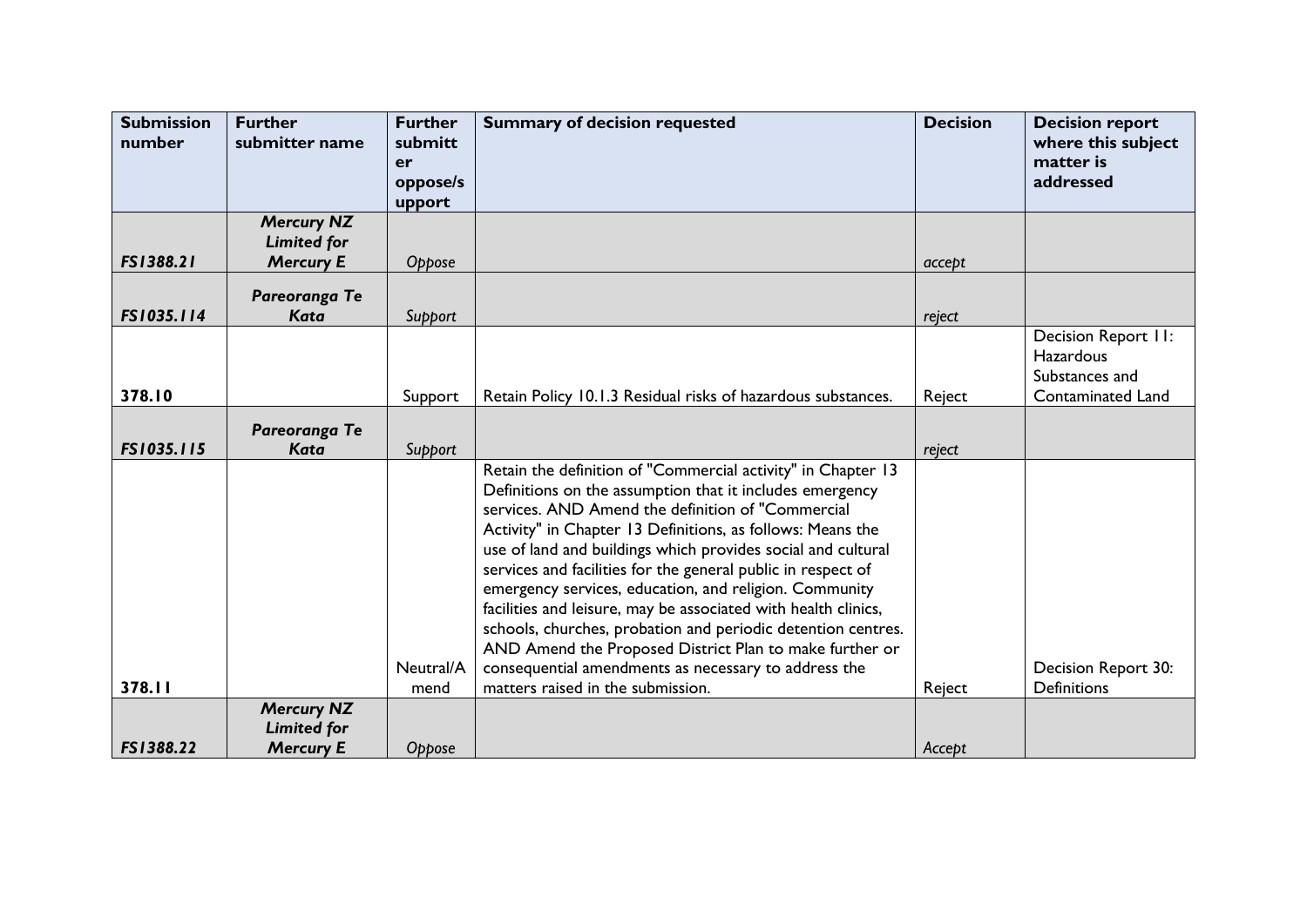| Submission number | Further submitter name | Further submitter oppose/support | Summary of decision requested | Decision | Decision report where this subject matter is addressed |
|---|---|---|---|---|---|
| *FS1388.21* | ***Mercury NZ Limited for Mercury E*** | *Oppose* | | *accept* | |
| *FS1035.114* | ***Pareoranga Te Kata*** | *Support* | | *reject* | |
| **378.10** | | Support | Retain Policy 10.1.3 Residual risks of hazardous substances. | Reject | Decision Report 11: Hazardous Substances and Contaminated Land |
| *FS1035.115* | ***Pareoranga Te Kata*** | *Support* | | *reject* | |
| **378.11** | | Neutral/Amend | Retain the definition of "Commercial activity" in Chapter 13 Definitions on the assumption that it includes emergency services. AND Amend the definition of "Commercial Activity" in Chapter 13 Definitions, as follows: Means the use of land and buildings which provides social and cultural services and facilities for the general public in respect of emergency services, education, and religion. Community facilities and leisure, may be associated with health clinics, schools, churches, probation and periodic detention centres. AND Amend the Proposed District Plan to make further or consequential amendments as necessary to address the matters raised in the submission. | Reject | Decision Report 30: Definitions |
| *FS1388.22* | ***Mercury NZ Limited for Mercury E*** | *Oppose* | | *Accept* | |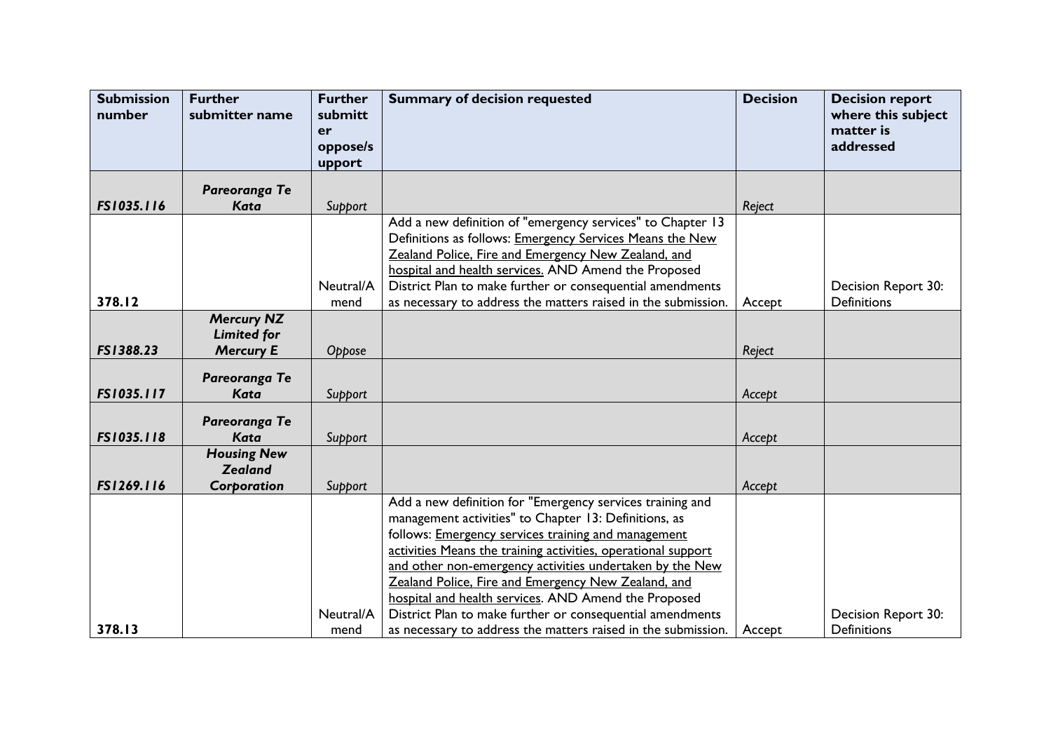| Submission number | Further submitter name | Further submitter oppose/support | Summary of decision requested | Decision | Decision report where this subject matter is addressed |
|---|---|---|---|---|---|
| *FS1035.116* | *Pareoranga Te Kata* | *Support* | | *Reject* | |
| 378.12 | | Neutral/Amend | Add a new definition of "emergency services" to Chapter 13 Definitions as follows: <u>Emergency Services Means the New Zealand Police, Fire and Emergency New Zealand, and hospital and health services.</u> AND Amend the Proposed District Plan to make further or consequential amendments as necessary to address the matters raised in the submission. | Accept | Decision Report 30: Definitions |
| *FS1388.23* | *Mercury NZ Limited for Mercury E* | *Oppose* | | *Reject* | |
| *FS1035.117* | *Pareoranga Te Kata* | *Support* | | *Accept* | |
| *FS1035.118* | *Pareoranga Te Kata* | *Support* | | *Accept* | |
| *FS1269.116* | *Housing New Zealand Corporation* | *Support* | | *Accept* | |
| 378.13 | | Neutral/Amend | Add a new definition for "Emergency services training and management activities" to Chapter 13: Definitions, as follows: <u>Emergency services training and management activities Means the training activities, operational support and other non-emergency activities undertaken by the New Zealand Police, Fire and Emergency New Zealand, and hospital and health services</u>. AND Amend the Proposed District Plan to make further or consequential amendments as necessary to address the matters raised in the submission. | Accept | Decision Report 30: Definitions |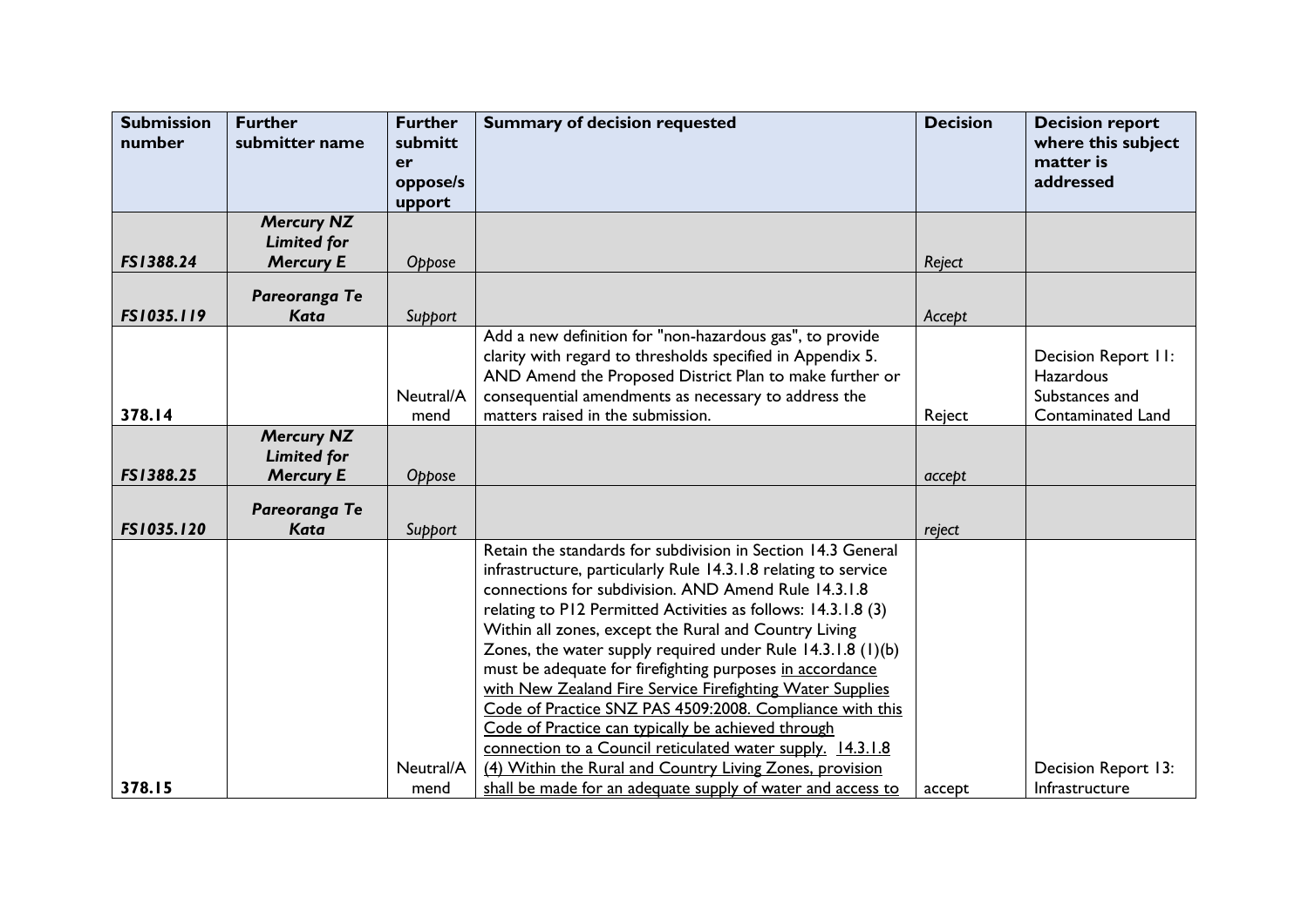| Submission number | Further submitter name | Further submitter oppose/support | Summary of decision requested | Decision | Decision report where this subject matter is addressed |
|---|---|---|---|---|---|
| *FS1388.24* | ***Mercury NZ Limited for Mercury E*** | *Oppose* | | *Reject* | |
| *FS1035.119* | ***Pareoranga Te Kata*** | *Support* | | *Accept* | |
| 378.14 | | Neutral/Amend | Add a new definition for "non-hazardous gas", to provide clarity with regard to thresholds specified in Appendix 5. AND Amend the Proposed District Plan to make further or consequential amendments as necessary to address the matters raised in the submission. | Reject | Decision Report 11: Hazardous Substances and Contaminated Land |
| *FS1388.25* | ***Mercury NZ Limited for Mercury E*** | *Oppose* | | *accept* | |
| *FS1035.120* | ***Pareoranga Te Kata*** | *Support* | | *reject* | |
| 378.15 | | Neutral/Amend | Retain the standards for subdivision in Section 14.3 General infrastructure, particularly Rule 14.3.1.8 relating to service connections for subdivision. AND Amend Rule 14.3.1.8 relating to P12 Permitted Activities as follows: 14.3.1.8 (3) Within all zones, except the Rural and Country Living Zones, the water supply required under Rule 14.3.1.8 (1)(b) must be adequate for firefighting purposes <u>in accordance with New Zealand Fire Service Firefighting Water Supplies Code of Practice SNZ PAS 4509:2008. Compliance with this Code of Practice can typically be achieved through connection to a Council reticulated water supply.</u> <u>14.3.1.8 (4) Within the Rural and Country Living Zones, provision shall be made for an adequate supply of water and access to</u> | accept | Decision Report 13: Infrastructure |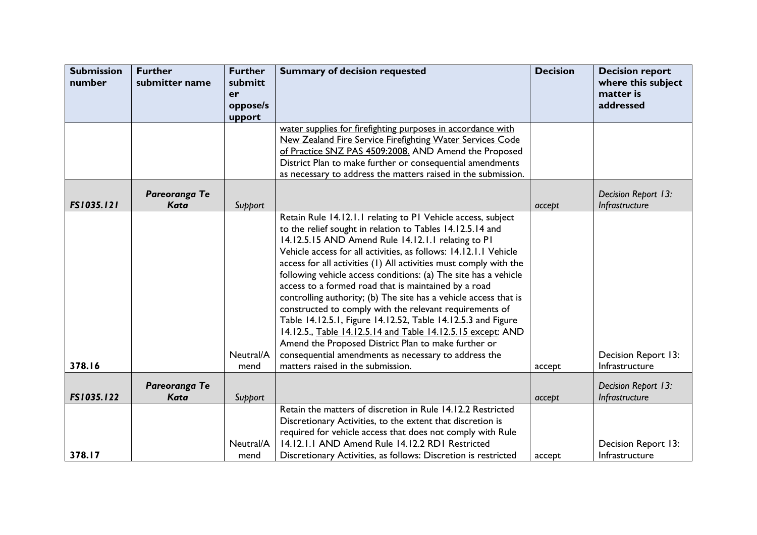| Submission number | Further submitter name | Further submitter oppose/support | Summary of decision requested | Decision | Decision report where this subject matter is addressed |
|---|---|---|---|---|---|
| | | | water supplies for firefighting purposes in accordance with New Zealand Fire Service Firefighting Water Services Code of Practice SNZ PAS 4509:2008. AND Amend the Proposed District Plan to make further or consequential amendments as necessary to address the matters raised in the submission. | | |
| ***FS1035.121*** | ***Pareoranga Te Kata*** | *Support* | | *accept* | *Decision Report 13: Infrastructure* |
| **378.16** | | Neutral/Amend | Retain Rule 14.12.1.1 relating to P1 Vehicle access, subject to the relief sought in relation to Tables 14.12.5.14 and 14.12.5.15 AND Amend Rule 14.12.1.1 relating to P1 Vehicle access for all activities, as follows: 14.12.1.1 Vehicle access for all activities (1) All activities must comply with the following vehicle access conditions: (a) The site has a vehicle access to a formed road that is maintained by a road controlling authority; (b) The site has a vehicle access that is constructed to comply with the relevant requirements of Table 14.12.5.1, Figure 14.12.52, Table 14.12.5.3 and Figure 14.12.5., Table 14.12.5.14 and Table 14.12.5.15 except: AND Amend the Proposed District Plan to make further or consequential amendments as necessary to address the matters raised in the submission. | accept | Decision Report 13: Infrastructure |
| ***FS1035.122*** | ***Pareoranga Te Kata*** | *Support* | | *accept* | *Decision Report 13: Infrastructure* |
| **378.17** | | Neutral/Amend | Retain the matters of discretion in Rule 14.12.2 Restricted Discretionary Activities, to the extent that discretion is required for vehicle access that does not comply with Rule 14.12.1.1 AND Amend Rule 14.12.2 RD1 Restricted Discretionary Activities, as follows: Discretion is restricted | accept | Decision Report 13: Infrastructure |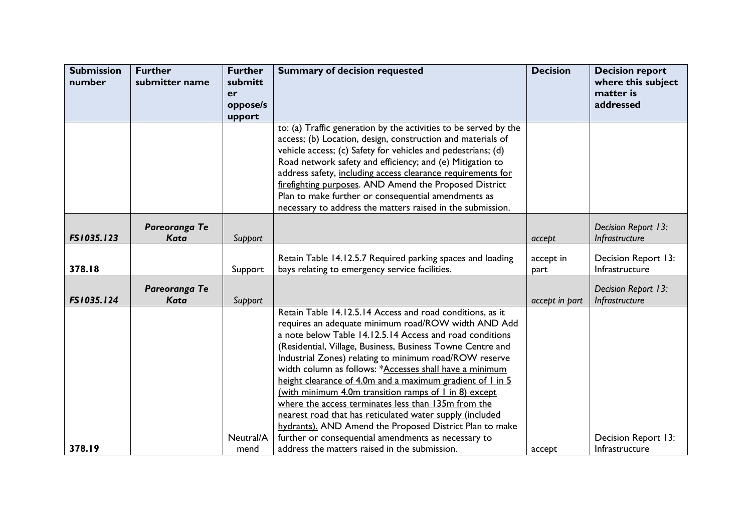| Submission number | Further submitter name | Further submitter oppose/support | Summary of decision requested | Decision | Decision report where this subject matter is addressed |
|---|---|---|---|---|---|
| | | | to: (a) Traffic generation by the activities to be served by the access; (b) Location, design, construction and materials of vehicle access; (c) Safety for vehicles and pedestrians; (d) Road network safety and efficiency; and (e) Mitigation to address safety, <u>including access clearance requirements for firefighting purposes</u>. AND Amend the Proposed District Plan to make further or consequential amendments as necessary to address the matters raised in the submission. | | |
| ***FS1035.123*** | ***Pareoranga Te Kata*** | *Support* | | *accept* | *Decision Report 13: Infrastructure* |
| **378.18** | | Support | Retain Table 14.12.5.7 Required parking spaces and loading bays relating to emergency service facilities. | accept in part | Decision Report 13: Infrastructure |
| ***FS1035.124*** | ***Pareoranga Te Kata*** | *Support* | | *accept in part* | *Decision Report 13: Infrastructure* |
| **378.19** | | Neutral/Amend | Retain Table 14.12.5.14 Access and road conditions, as it requires an adequate minimum road/ROW width AND Add a note below Table 14.12.5.14 Access and road conditions (Residential, Village, Business, Business Towne Centre and Industrial Zones) relating to minimum road/ROW reserve width column as follows: *<u>Accesses shall have a minimum height clearance of 4.0m and a maximum gradient of 1 in 5 (with minimum 4.0m transition ramps of 1 in 8) except where the access terminates less than 135m from the nearest road that has reticulated water supply (included hydrants).</u> AND Amend the Proposed District Plan to make further or consequential amendments as necessary to address the matters raised in the submission. | accept | Decision Report 13: Infrastructure |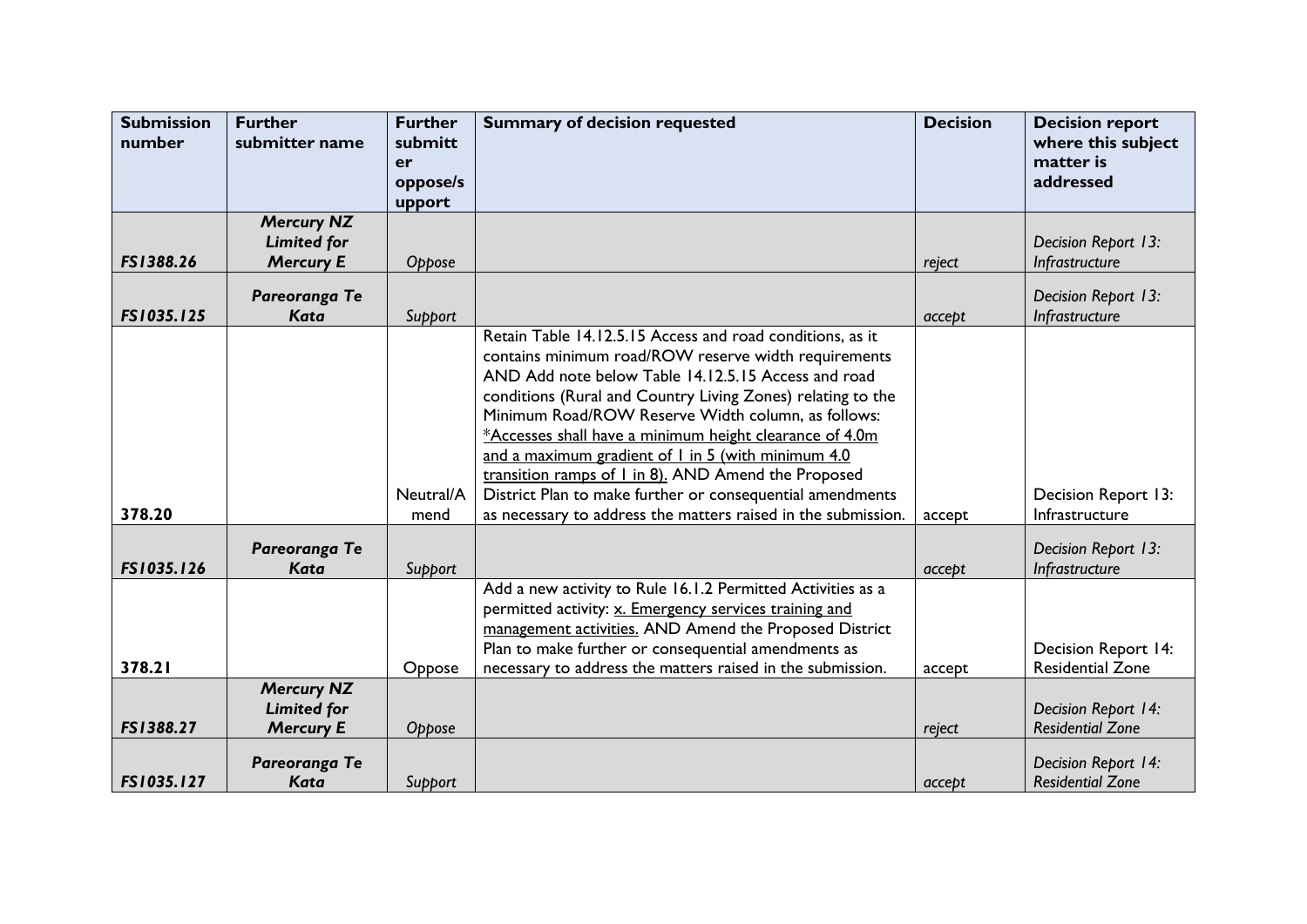| Submission number | Further submitter name | Further submitter oppose/support | Summary of decision requested | Decision | Decision report where this subject matter is addressed |
|---|---|---|---|---|---|
| *FS1388.26* | *Mercury NZ Limited for Mercury E* | *Oppose* | | *reject* | *Decision Report 13: Infrastructure* |
| *FS1035.125* | *Pareoranga Te Kata* | *Support* | | *accept* | *Decision Report 13: Infrastructure* |
| 378.20 | | Neutral/Amend | Retain Table 14.12.5.15 Access and road conditions, as it contains minimum road/ROW reserve width requirements AND Add note below Table 14.12.5.15 Access and road conditions (Rural and Country Living Zones) relating to the Minimum Road/ROW Reserve Width column, as follows: <u>*Accesses shall have a minimum height clearance of 4.0m and a maximum gradient of 1 in 5 (with minimum 4.0 transition ramps of 1 in 8).</u> AND Amend the Proposed District Plan to make further or consequential amendments as necessary to address the matters raised in the submission. | accept | Decision Report 13: Infrastructure |
| *FS1035.126* | *Pareoranga Te Kata* | *Support* | | *accept* | *Decision Report 13: Infrastructure* |
| 378.21 | | Oppose | Add a new activity to Rule 16.1.2 Permitted Activities as a permitted activity: <u>x. Emergency services training and management activities.</u> AND Amend the Proposed District Plan to make further or consequential amendments as necessary to address the matters raised in the submission. | accept | Decision Report 14: Residential Zone |
| *FS1388.27* | *Mercury NZ Limited for Mercury E* | *Oppose* | | *reject* | *Decision Report 14: Residential Zone* |
| *FS1035.127* | *Pareoranga Te Kata* | *Support* | | *accept* | *Decision Report 14: Residential Zone* |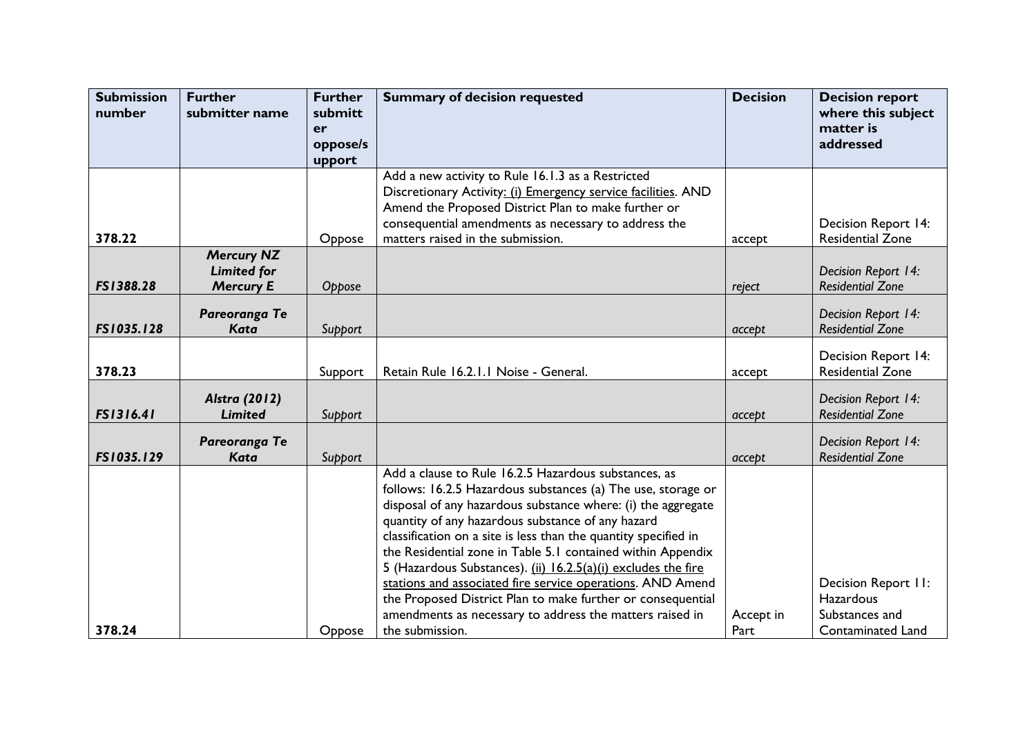| Submission number | Further submitter name | Further submitter oppose/support | Summary of decision requested | Decision | Decision report where this subject matter is addressed |
|---|---|---|---|---|---|
| 378.22 | | Oppose | Add a new activity to Rule 16.1.3 as a Restricted Discretionary Activity: (i) Emergency service facilities. AND Amend the Proposed District Plan to make further or consequential amendments as necessary to address the matters raised in the submission. | accept | Decision Report 14: Residential Zone |
| *FS1388.28* | ***Mercury NZ Limited for Mercury E*** | *Oppose* | | *reject* | *Decision Report 14: Residential Zone* |
| *FS1035.128* | ***Pareoranga Te Kata*** | *Support* | | *accept* | *Decision Report 14: Residential Zone* |
| 378.23 | | Support | Retain Rule 16.2.1.1 Noise - General. | accept | Decision Report 14: Residential Zone |
| *FS1316.41* | ***Alstra (2012) Limited*** | *Support* | | *accept* | *Decision Report 14: Residential Zone* |
| *FS1035.129* | ***Pareoranga Te Kata*** | *Support* | | *accept* | *Decision Report 14: Residential Zone* |
| 378.24 | | Oppose | Add a clause to Rule 16.2.5 Hazardous substances, as follows: 16.2.5 Hazardous substances (a) The use, storage or disposal of any hazardous substance where: (i) the aggregate quantity of any hazardous substance of any hazard classification on a site is less than the quantity specified in the Residential zone in Table 5.1 contained within Appendix 5 (Hazardous Substances). (ii) 16.2.5(a)(i) excludes the fire stations and associated fire service operations. AND Amend the Proposed District Plan to make further or consequential amendments as necessary to address the matters raised in the submission. | Accept in Part | Decision Report 11: Hazardous Substances and Contaminated Land |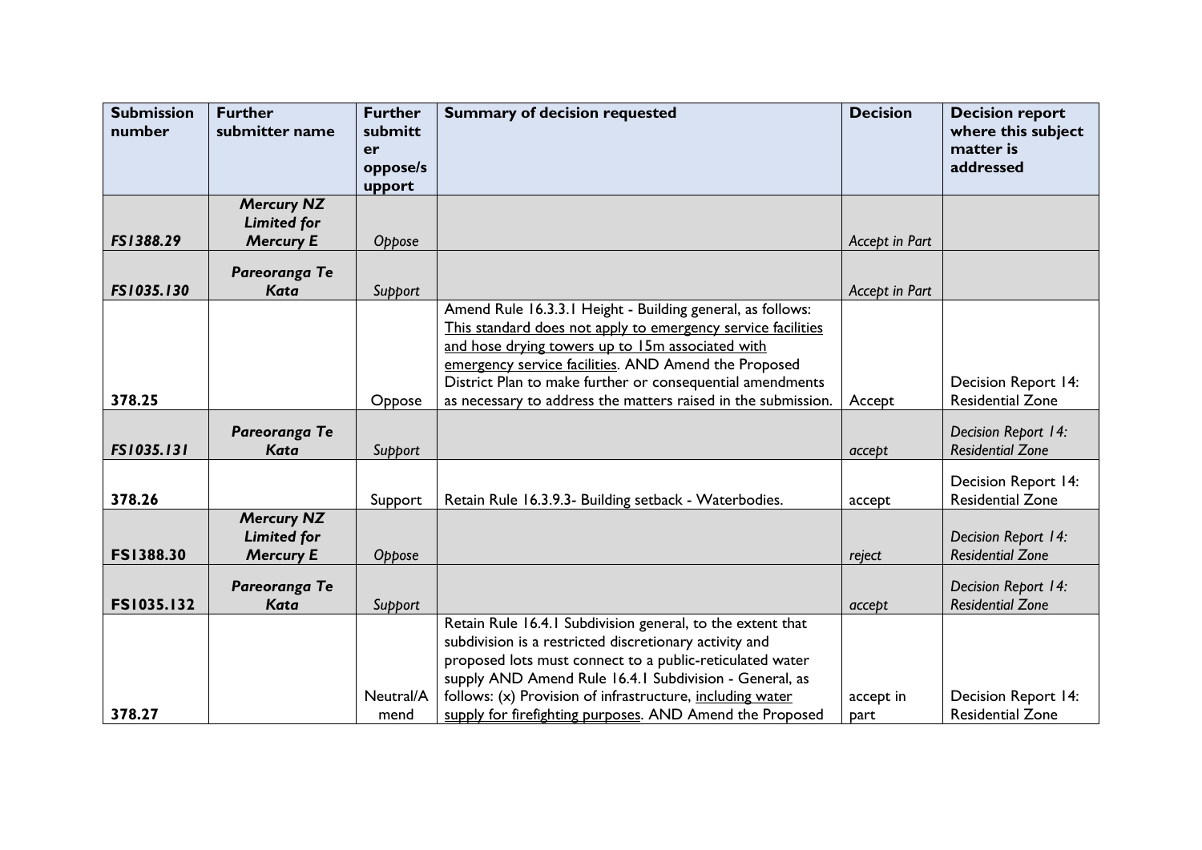| Submission number | Further submitter name | Further submitter oppose/support | Summary of decision requested | Decision | Decision report where this subject matter is addressed |
|---|---|---|---|---|---|
| *FS1388.29* | ***Mercury NZ Limited for Mercury E*** | *Oppose* | | *Accept in Part* | |
| *FS1035.130* | ***Pareoranga Te Kata*** | *Support* | | *Accept in Part* | |
| 378.25 | | Oppose | Amend Rule 16.3.3.1 Height - Building general, as follows: This standard does not apply to emergency service facilities and hose drying towers up to 15m associated with emergency service facilities. AND Amend the Proposed District Plan to make further or consequential amendments as necessary to address the matters raised in the submission. | Accept | Decision Report 14: Residential Zone |
| *FS1035.131* | ***Pareoranga Te Kata*** | *Support* | | *accept* | *Decision Report 14: Residential Zone* |
| 378.26 | | Support | Retain Rule 16.3.9.3- Building setback - Waterbodies. | accept | Decision Report 14: Residential Zone |
| **FS1388.30** | ***Mercury NZ Limited for Mercury E*** | *Oppose* | | *reject* | *Decision Report 14: Residential Zone* |
| **FS1035.132** | ***Pareoranga Te Kata*** | *Support* | | *accept* | *Decision Report 14: Residential Zone* |
| 378.27 | | Neutral/Amend | Retain Rule 16.4.1 Subdivision general, to the extent that subdivision is a restricted discretionary activity and proposed lots must connect to a public-reticulated water supply AND Amend Rule 16.4.1 Subdivision - General, as follows: (x) Provision of infrastructure, including water supply for firefighting purposes. AND Amend the Proposed | accept in part | Decision Report 14: Residential Zone |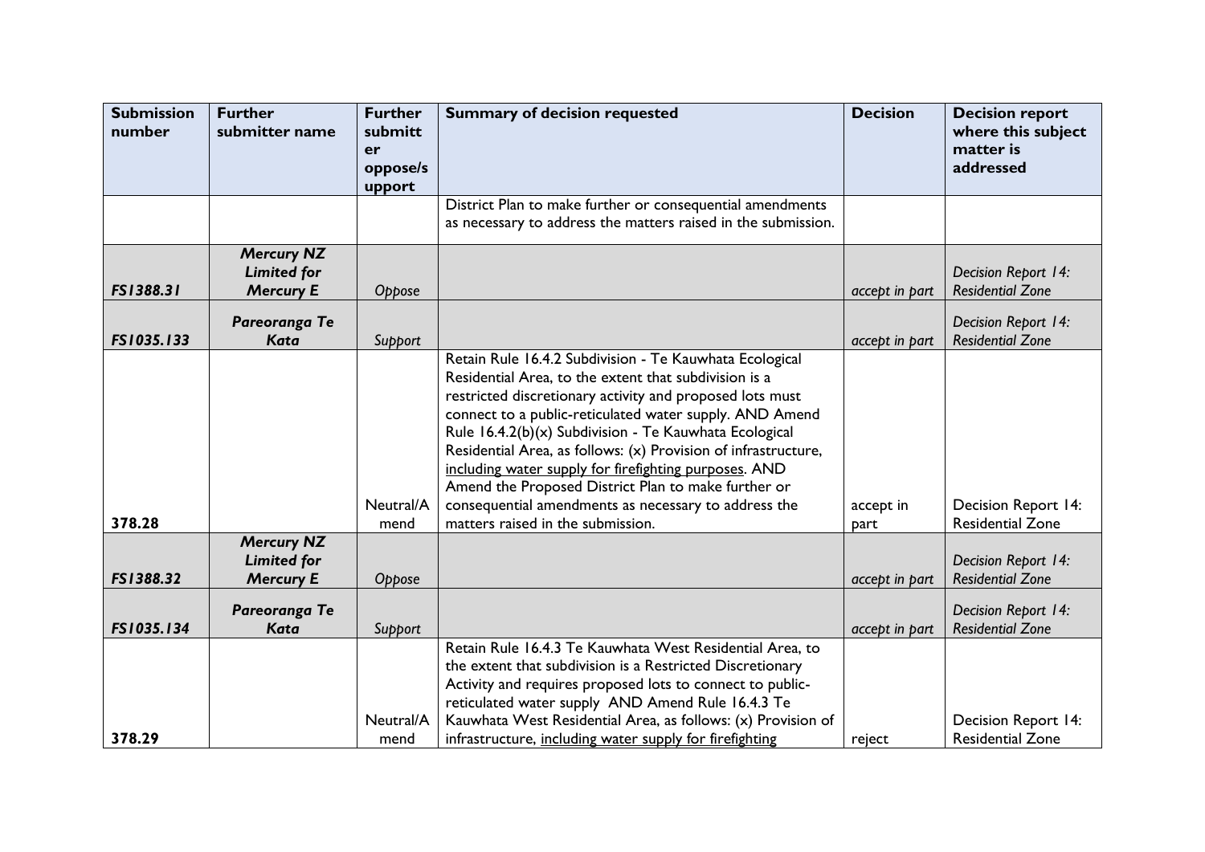| Submission number | Further submitter name | Further submitter oppose/support | Summary of decision requested | Decision | Decision report where this subject matter is addressed |
|---|---|---|---|---|---|
| | | | District Plan to make further or consequential amendments as necessary to address the matters raised in the submission. | | |
| ***FS1388.31*** | ***Mercury NZ Limited for Mercury E*** | *Oppose* | | *accept in part* | *Decision Report 14: Residential Zone* |
| ***FS1035.133*** | ***Pareoranga Te Kata*** | *Support* | | *accept in part* | *Decision Report 14: Residential Zone* |
| **378.28** | | Neutral/Amend | Retain Rule 16.4.2 Subdivision - Te Kauwhata Ecological Residential Area, to the extent that subdivision is a restricted discretionary activity and proposed lots must connect to a public-reticulated water supply. AND Amend Rule 16.4.2(b)(x) Subdivision - Te Kauwhata Ecological Residential Area, as follows: (x) Provision of infrastructure, <u>including water supply for firefighting purposes</u>. AND Amend the Proposed District Plan to make further or consequential amendments as necessary to address the matters raised in the submission. | accept in part | Decision Report 14: Residential Zone |
| ***FS1388.32*** | ***Mercury NZ Limited for Mercury E*** | *Oppose* | | *accept in part* | *Decision Report 14: Residential Zone* |
| ***FS1035.134*** | ***Pareoranga Te Kata*** | *Support* | | *accept in part* | *Decision Report 14: Residential Zone* |
| **378.29** | | Neutral/Amend | Retain Rule 16.4.3 Te Kauwhata West Residential Area, to the extent that subdivision is a Restricted Discretionary Activity and requires proposed lots to connect to public-reticulated water supply AND Amend Rule 16.4.3 Te Kauwhata West Residential Area, as follows: (x) Provision of infrastructure, <u>including water supply for firefighting</u> | reject | Decision Report 14: Residential Zone |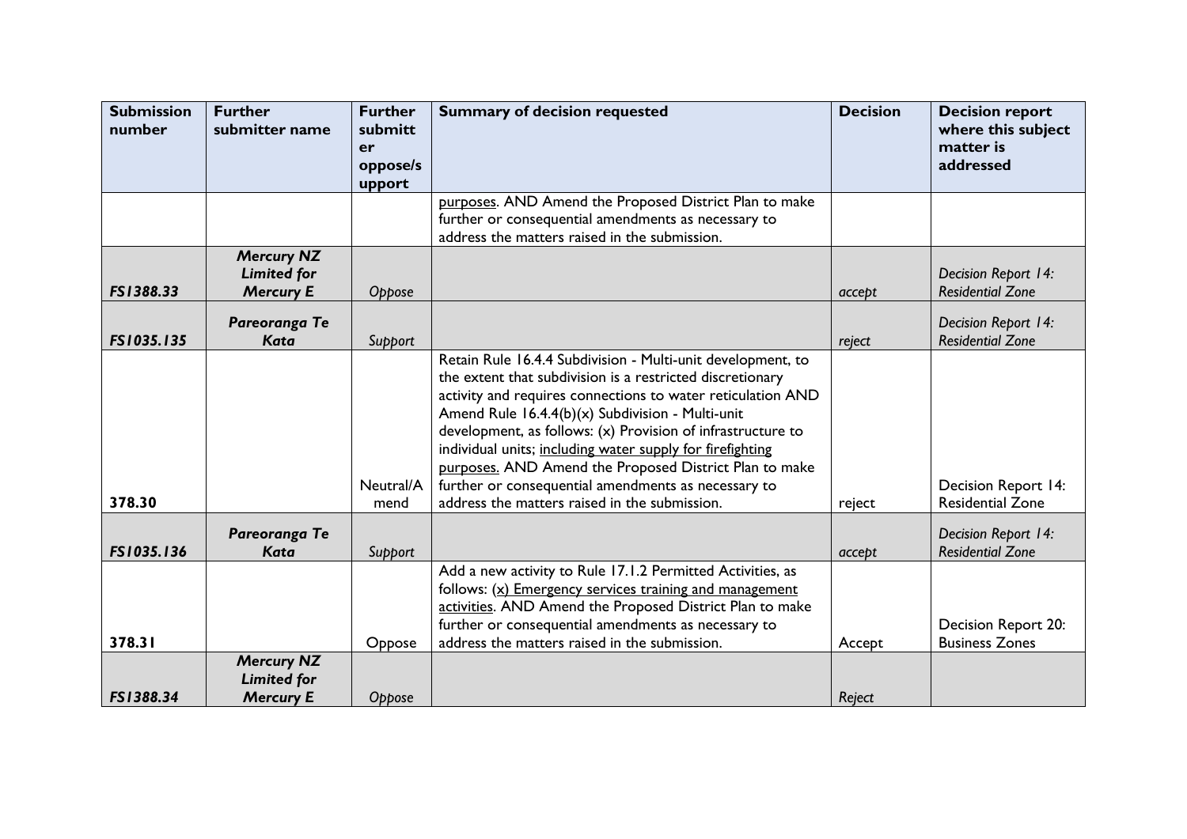| Submission number | Further submitter name | Further submitter oppose/support | Summary of decision requested | Decision | Decision report where this subject matter is addressed |
|---|---|---|---|---|---|
| | | | <u>purposes</u>. AND Amend the Proposed District Plan to make further or consequential amendments as necessary to address the matters raised in the submission. | | |
| ***FS1388.33*** | ***Mercury NZ Limited for Mercury E*** | *Oppose* | | *accept* | *Decision Report 14: Residential Zone* |
| ***FS1035.135*** | ***Pareoranga Te Kata*** | *Support* | | *reject* | *Decision Report 14: Residential Zone* |
| **378.30** | | Neutral/Amend | Retain Rule 16.4.4 Subdivision - Multi-unit development, to the extent that subdivision is a restricted discretionary activity and requires connections to water reticulation AND Amend Rule 16.4.4(b)(x) Subdivision - Multi-unit development, as follows: (x) Provision of infrastructure to individual units; <u>including water supply for firefighting purposes.</u> AND Amend the Proposed District Plan to make further or consequential amendments as necessary to address the matters raised in the submission. | reject | Decision Report 14: Residential Zone |
| ***FS1035.136*** | ***Pareoranga Te Kata*** | *Support* | | *accept* | *Decision Report 14: Residential Zone* |
| **378.31** | | Oppose | Add a new activity to Rule 17.1.2 Permitted Activities, as follows: <u>(x) Emergency services training and management activities</u>. AND Amend the Proposed District Plan to make further or consequential amendments as necessary to address the matters raised in the submission. | Accept | Decision Report 20: Business Zones |
| ***FS1388.34*** | ***Mercury NZ Limited for Mercury E*** | *Oppose* | | *Reject* | |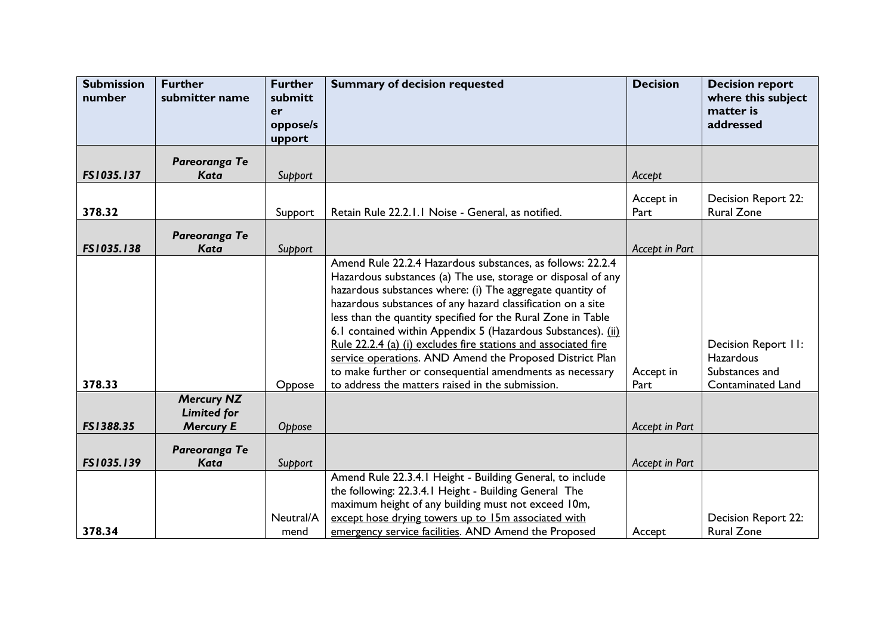| Submission number | Further submitter name | Further submitter oppose/support | Summary of decision requested | Decision | Decision report where this subject matter is addressed |
|---|---|---|---|---|---|
| *FS1035.137* | *Pareoranga Te Kata* | *Support* | | *Accept* | |
| 378.32 | | Support | Retain Rule 22.2.1.1 Noise - General, as notified. | Accept in Part | Decision Report 22: Rural Zone |
| *FS1035.138* | *Pareoranga Te Kata* | *Support* | | *Accept in Part* | |
| 378.33 | | Oppose | Amend Rule 22.2.4 Hazardous substances, as follows: 22.2.4 Hazardous substances (a) The use, storage or disposal of any hazardous substances where: (i) The aggregate quantity of hazardous substances of any hazard classification on a site less than the quantity specified for the Rural Zone in Table 6.1 contained within Appendix 5 (Hazardous Substances). <u>(ii) Rule 22.2.4 (a) (i) excludes fire stations and associated fire service operations</u>. AND Amend the Proposed District Plan to make further or consequential amendments as necessary to address the matters raised in the submission. | Accept in Part | Decision Report 11: Hazardous Substances and Contaminated Land |
| *FS1388.35* | *Mercury NZ Limited for Mercury E* | *Oppose* | | *Accept in Part* | |
| *FS1035.139* | *Pareoranga Te Kata* | *Support* | | *Accept in Part* | |
| 378.34 | | Neutral/Amend | Amend Rule 22.3.4.1 Height - Building General, to include the following: 22.3.4.1 Height - Building General The maximum height of any building must not exceed 10m, <u>except hose drying towers up to 15m associated with emergency service facilities</u>. AND Amend the Proposed | Accept | Decision Report 22: Rural Zone |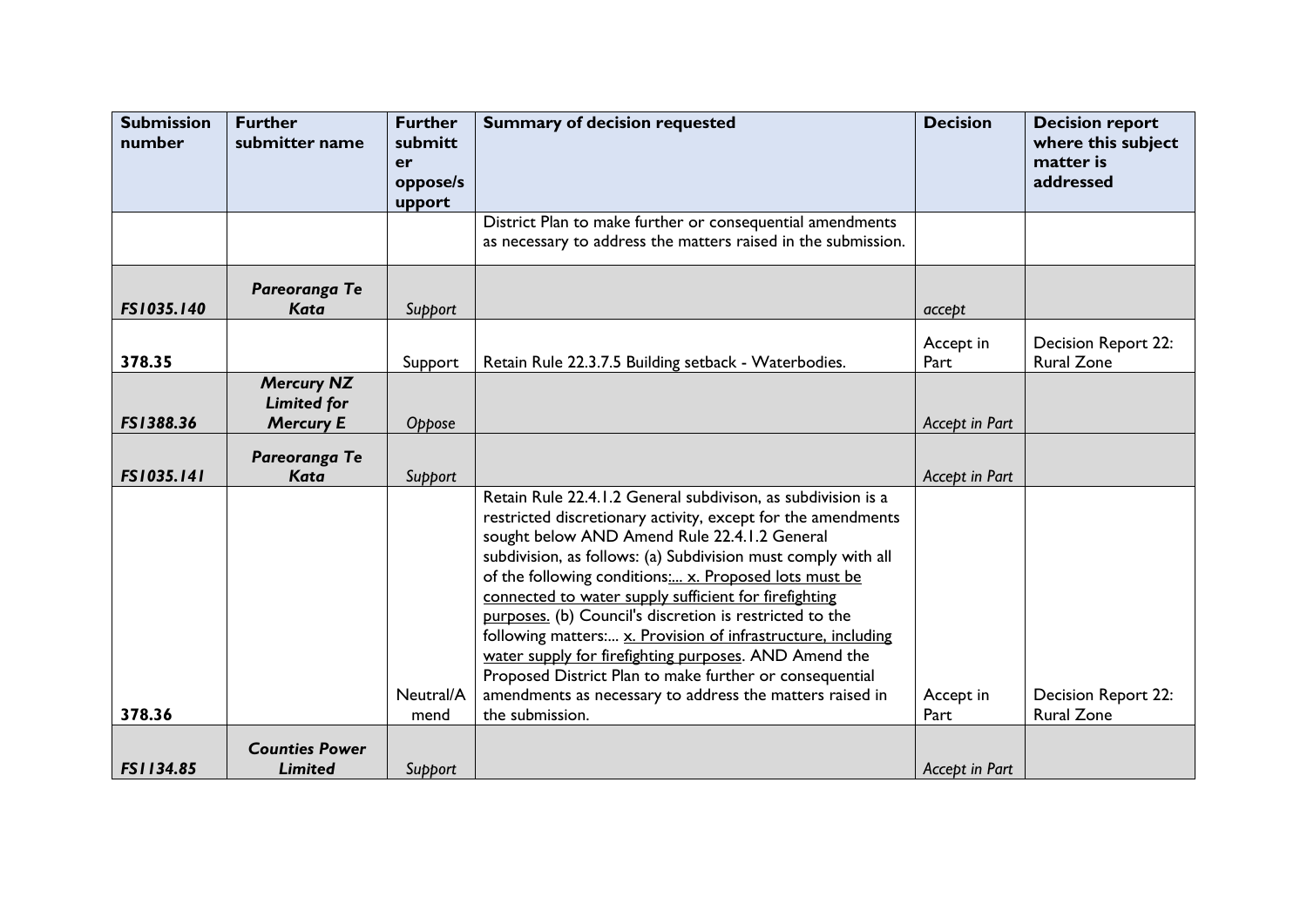| Submission number | Further submitter name | Further submitter oppose/support | Summary of decision requested | Decision | Decision report where this subject matter is addressed |
| --- | --- | --- | --- | --- | --- |
| | | | District Plan to make further or consequential amendments as necessary to address the matters raised in the submission. | | |
| ***FS1035.140*** | ***Pareoranga Te Kata*** | *Support* | | *accept* | |
| **378.35** | | Support | Retain Rule 22.3.7.5 Building setback - Waterbodies. | Accept in Part | Decision Report 22: Rural Zone |
| ***FS1388.36*** | ***Mercury NZ Limited for Mercury E*** | *Oppose* | | *Accept in Part* | |
| ***FS1035.141*** | ***Pareoranga Te Kata*** | *Support* | | *Accept in Part* | |
| **378.36** | | Neutral/Amend | Retain Rule 22.4.1.2 General subdivison, as subdivision is a restricted discretionary activity, except for the amendments sought below AND Amend Rule 22.4.1.2 General subdivision, as follows: (a) Subdivision must comply with all of the following conditions:... x. Proposed lots must be connected to water supply sufficient for firefighting purposes. (b) Council's discretion is restricted to the following matters:... x. Provision of infrastructure, including water supply for firefighting purposes. AND Amend the Proposed District Plan to make further or consequential amendments as necessary to address the matters raised in the submission. | Accept in Part | Decision Report 22: Rural Zone |
| ***FS1134.85*** | ***Counties Power Limited*** | *Support* | | *Accept in Part* | |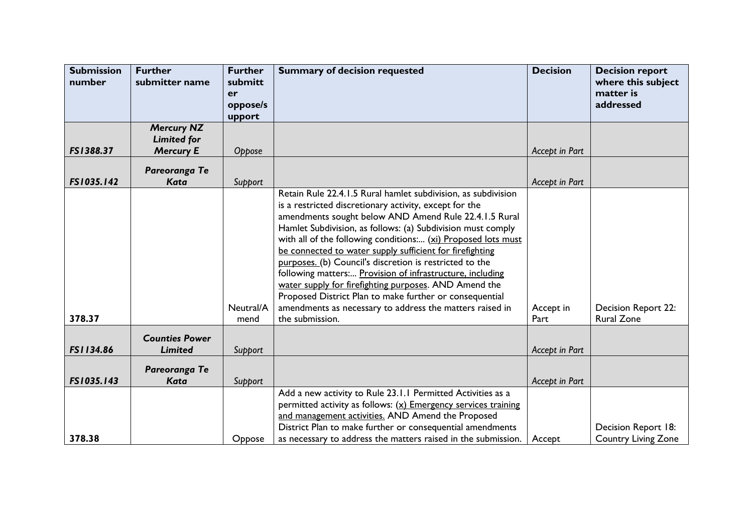| Submission number | Further submitter name | Further submitter oppose/support | Summary of decision requested | Decision | Decision report where this subject matter is addressed |
|---|---|---|---|---|---|
| *FS1388.37* | ***Mercury NZ Limited for Mercury E*** | *Oppose* | | *Accept in Part* | |
| *FS1035.142* | ***Pareoranga Te Kata*** | *Support* | | *Accept in Part* | |
| 378.37 | | Neutral/Amend | Retain Rule 22.4.1.5 Rural hamlet subdivision, as subdivision is a restricted discretionary activity, except for the amendments sought below AND Amend Rule 22.4.1.5 Rural Hamlet Subdivision, as follows: (a) Subdivision must comply with all of the following conditions:... <u>(xi) Proposed lots must be connected to water supply sufficient for firefighting purposes.</u> (b) Council's discretion is restricted to the following matters:... <u>Provision of infrastructure, including water supply for firefighting purposes</u>. AND Amend the Proposed District Plan to make further or consequential amendments as necessary to address the matters raised in the submission. | Accept in Part | Decision Report 22: Rural Zone |
| *FS1134.86* | ***Counties Power Limited*** | *Support* | | *Accept in Part* | |
| *FS1035.143* | ***Pareoranga Te Kata*** | *Support* | | *Accept in Part* | |
| 378.38 | | Oppose | Add a new activity to Rule 23.1.1 Permitted Activities as a permitted activity as follows: <u>(x) Emergency services training and management activities.</u> AND Amend the Proposed District Plan to make further or consequential amendments as necessary to address the matters raised in the submission. | Accept | Decision Report 18: Country Living Zone |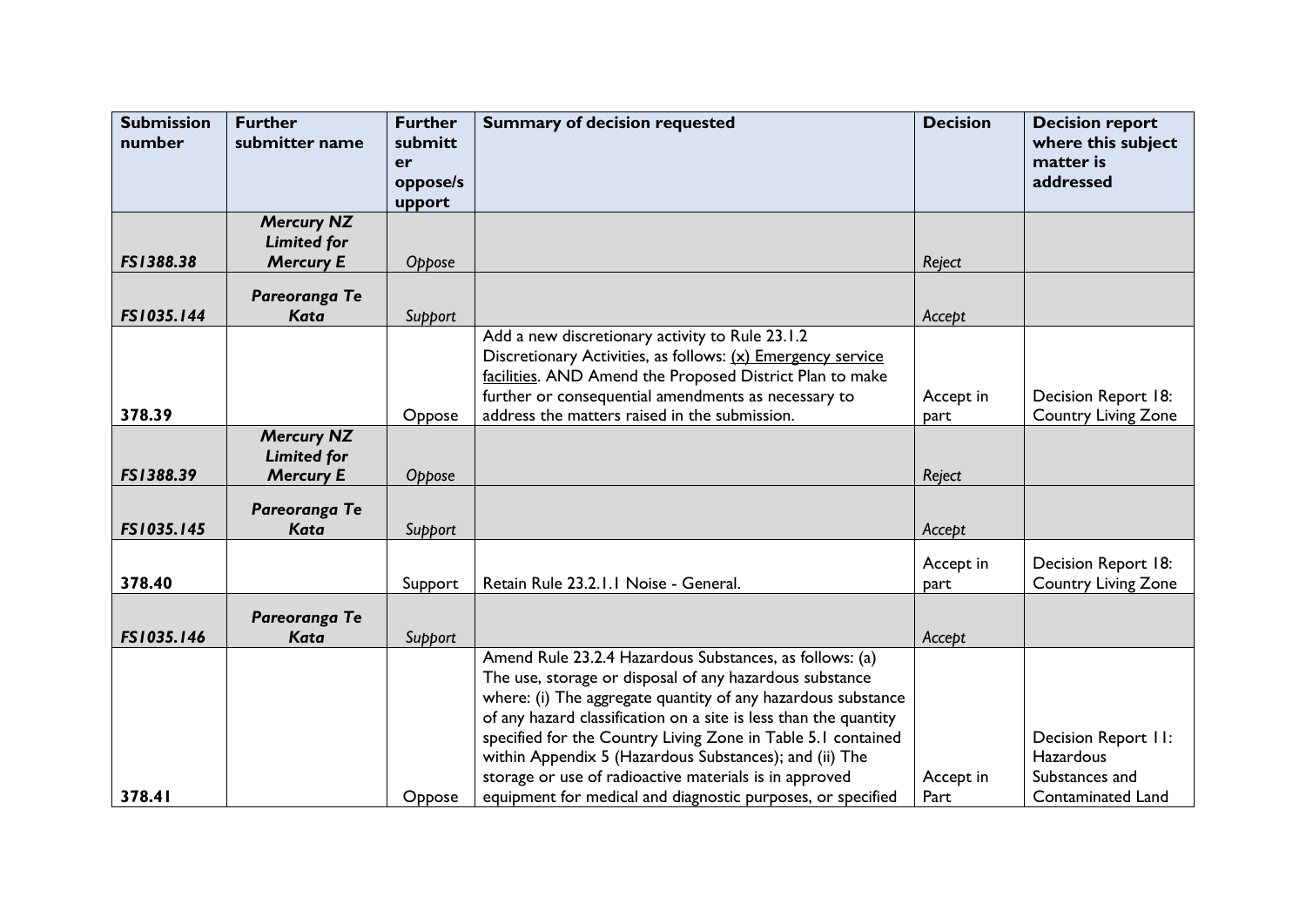| Submission number | Further submitter name | Further submitter oppose/support | Summary of decision requested | Decision | Decision report where this subject matter is addressed |
|---|---|---|---|---|---|
| *FS1388.38* | ***Mercury NZ Limited for Mercury E*** | *Oppose* | | *Reject* | |
| *FS1035.144* | ***Pareoranga Te Kata*** | *Support* | | *Accept* | |
| **378.39** | | Oppose | Add a new discretionary activity to Rule 23.1.2 Discretionary Activities, as follows: (x) Emergency service facilities. AND Amend the Proposed District Plan to make further or consequential amendments as necessary to address the matters raised in the submission. | Accept in part | Decision Report 18: Country Living Zone |
| *FS1388.39* | ***Mercury NZ Limited for Mercury E*** | *Oppose* | | *Reject* | |
| *FS1035.145* | ***Pareoranga Te Kata*** | *Support* | | *Accept* | |
| **378.40** | | Support | Retain Rule 23.2.1.1 Noise - General. | Accept in part | Decision Report 18: Country Living Zone |
| *FS1035.146* | ***Pareoranga Te Kata*** | *Support* | | *Accept* | |
| **378.41** | | Oppose | Amend Rule 23.2.4 Hazardous Substances, as follows: (a) The use, storage or disposal of any hazardous substance where: (i) The aggregate quantity of any hazardous substance of any hazard classification on a site is less than the quantity specified for the Country Living Zone in Table 5.1 contained within Appendix 5 (Hazardous Substances); and (ii) The storage or use of radioactive materials is in approved equipment for medical and diagnostic purposes, or specified | Accept in Part | Decision Report 11: Hazardous Substances and Contaminated Land |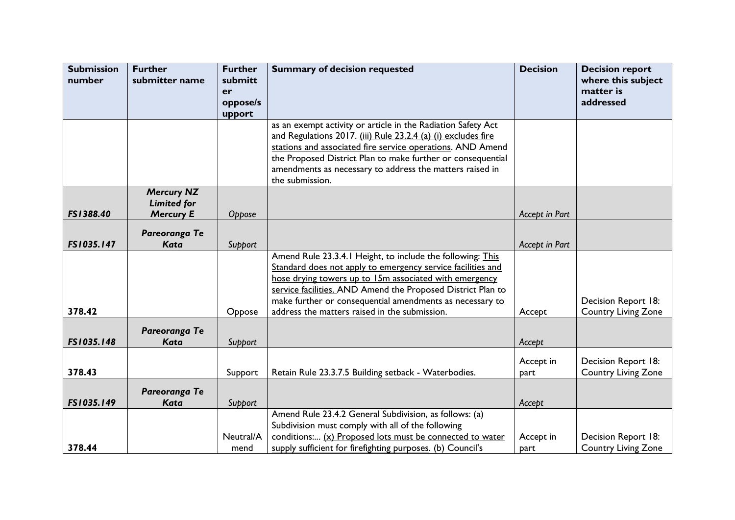| Submission number | Further submitter name | Further submitter oppose/support | Summary of decision requested | Decision | Decision report where this subject matter is addressed |
|---|---|---|---|---|---|
| | | | as an exempt activity or article in the Radiation Safety Act and Regulations 2017. (iii) Rule 23.2.4 (a) (i) excludes fire stations and associated fire service operations. AND Amend the Proposed District Plan to make further or consequential amendments as necessary to address the matters raised in the submission. | | |
| *FS1388.40* | *Mercury NZ Limited for Mercury E* | *Oppose* | | *Accept in Part* | |
| *FS1035.147* | *Pareoranga Te Kata* | *Support* | | *Accept in Part* | |
| 378.42 | | Oppose | Amend Rule 23.3.4.1 Height, to include the following: This Standard does not apply to emergency service facilities and hose drying towers up to 15m associated with emergency service facilities. AND Amend the Proposed District Plan to make further or consequential amendments as necessary to address the matters raised in the submission. | Accept | Decision Report 18: Country Living Zone |
| *FS1035.148* | *Pareoranga Te Kata* | *Support* | | *Accept* | |
| 378.43 | | Support | Retain Rule 23.3.7.5 Building setback - Waterbodies. | Accept in part | Decision Report 18: Country Living Zone |
| *FS1035.149* | *Pareoranga Te Kata* | *Support* | | *Accept* | |
| 378.44 | | Neutral/Amend | Amend Rule 23.4.2 General Subdivision, as follows: (a) Subdivision must comply with all of the following conditions:... (x) Proposed lots must be connected to water supply sufficient for firefighting purposes. (b) Council's | Accept in part | Decision Report 18: Country Living Zone |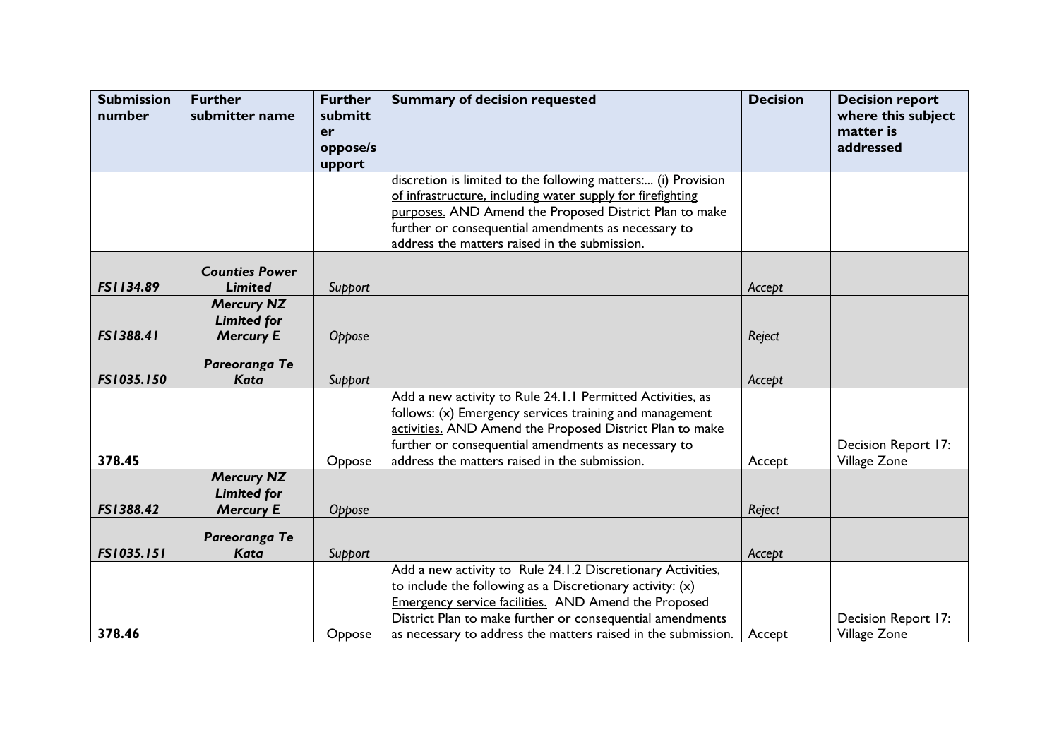| Submission number | Further submitter name | Further submitter oppose/support | Summary of decision requested | Decision | Decision report where this subject matter is addressed |
|---|---|---|---|---|---|
| | | | discretion is limited to the following matters:... (i) Provision of infrastructure, including water supply for firefighting purposes. AND Amend the Proposed District Plan to make further or consequential amendments as necessary to address the matters raised in the submission. | | |
| *FS1134.89* | *Counties Power Limited* | *Support* | | *Accept* | |
| *FS1388.41* | *Mercury NZ Limited for Mercury E* | *Oppose* | | *Reject* | |
| *FS1035.150* | *Pareoranga Te Kata* | *Support* | | *Accept* | |
| 378.45 | | Oppose | Add a new activity to Rule 24.1.1 Permitted Activities, as follows: (x) Emergency services training and management activities. AND Amend the Proposed District Plan to make further or consequential amendments as necessary to address the matters raised in the submission. | Accept | Decision Report 17: Village Zone |
| *FS1388.42* | *Mercury NZ Limited for Mercury E* | *Oppose* | | *Reject* | |
| *FS1035.151* | *Pareoranga Te Kata* | *Support* | | *Accept* | |
| 378.46 | | Oppose | Add a new activity to Rule 24.1.2 Discretionary Activities, to include the following as a Discretionary activity: (x) Emergency service facilities. AND Amend the Proposed District Plan to make further or consequential amendments as necessary to address the matters raised in the submission. | Accept | Decision Report 17: Village Zone |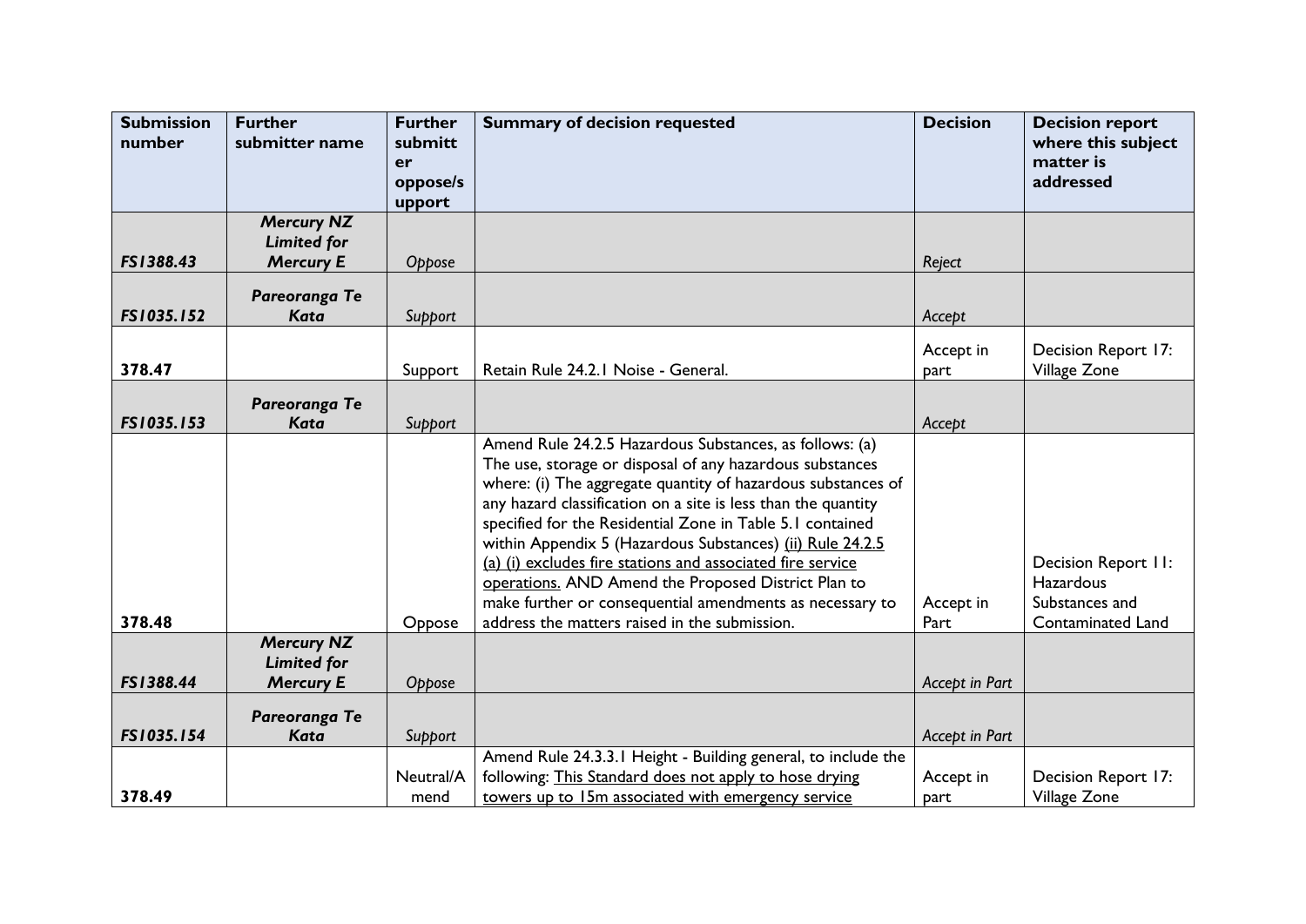| Submission number | Further submitter name | Further submitter oppose/support | Summary of decision requested | Decision | Decision report where this subject matter is addressed |
|---|---|---|---|---|---|
| *FS1388.43* | *Mercury NZ Limited for Mercury E* | *Oppose* | | *Reject* | |
| *FS1035.152* | *Pareoranga Te Kata* | *Support* | | *Accept* | |
| 378.47 | | Support | Retain Rule 24.2.1 Noise - General. | Accept in part | Decision Report 17: Village Zone |
| *FS1035.153* | *Pareoranga Te Kata* | *Support* | | *Accept* | |
| 378.48 | | Oppose | Amend Rule 24.2.5 Hazardous Substances, as follows: (a) The use, storage or disposal of any hazardous substances where: (i) The aggregate quantity of hazardous substances of any hazard classification on a site is less than the quantity specified for the Residential Zone in Table 5.1 contained within Appendix 5 (Hazardous Substances) <u>(ii) Rule 24.2.5 (a) (i) excludes fire stations and associated fire service operations.</u> AND Amend the Proposed District Plan to make further or consequential amendments as necessary to address the matters raised in the submission. | Accept in Part | Decision Report 11: Hazardous Substances and Contaminated Land |
| *FS1388.44* | *Mercury NZ Limited for Mercury E* | *Oppose* | | *Accept in Part* | |
| *FS1035.154* | *Pareoranga Te Kata* | *Support* | | *Accept in Part* | |
| 378.49 | | Neutral/Amend | Amend Rule 24.3.3.1 Height - Building general, to include the following: <u>This Standard does not apply to hose drying towers up to 15m associated with emergency service</u> | Accept in part | Decision Report 17: Village Zone |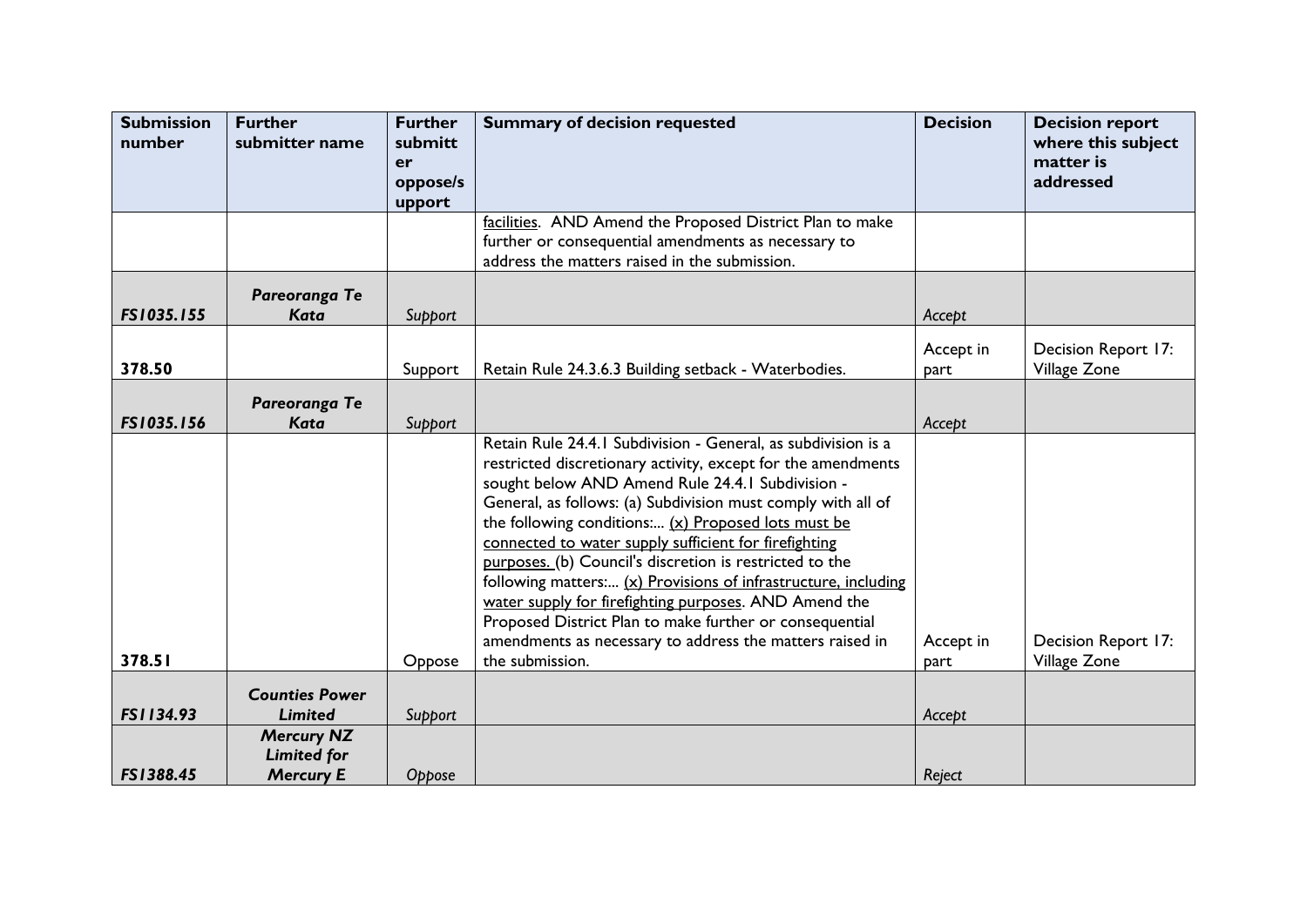| Submission number | Further submitter name | Further submitter oppose/support | Summary of decision requested | Decision | Decision report where this subject matter is addressed |
|---|---|---|---|---|---|
| | | | <u>facilities</u>. AND Amend the Proposed District Plan to make further or consequential amendments as necessary to address the matters raised in the submission. | | |
| *FS1035.155* | ***Pareoranga Te Kata*** | *Support* | | *Accept* | |
| **378.50** | | Support | Retain Rule 24.3.6.3 Building setback - Waterbodies. | Accept in part | Decision Report 17: Village Zone |
| *FS1035.156* | ***Pareoranga Te Kata*** | *Support* | | *Accept* | |
| **378.51** | | Oppose | Retain Rule 24.4.1 Subdivision - General, as subdivision is a restricted discretionary activity, except for the amendments sought below AND Amend Rule 24.4.1 Subdivision - General, as follows: (a) Subdivision must comply with all of the following conditions:... <u>(x) Proposed lots must be connected to water supply sufficient for firefighting purposes.</u> (b) Council's discretion is restricted to the following matters:... <u>(x) Provisions of infrastructure, including water supply for firefighting purposes</u>. AND Amend the Proposed District Plan to make further or consequential amendments as necessary to address the matters raised in the submission. | Accept in part | Decision Report 17: Village Zone |
| *FS1134.93* | ***Counties Power Limited*** | *Support* | | *Accept* | |
| *FS1388.45* | ***Mercury NZ Limited for Mercury E*** | *Oppose* | | *Reject* | |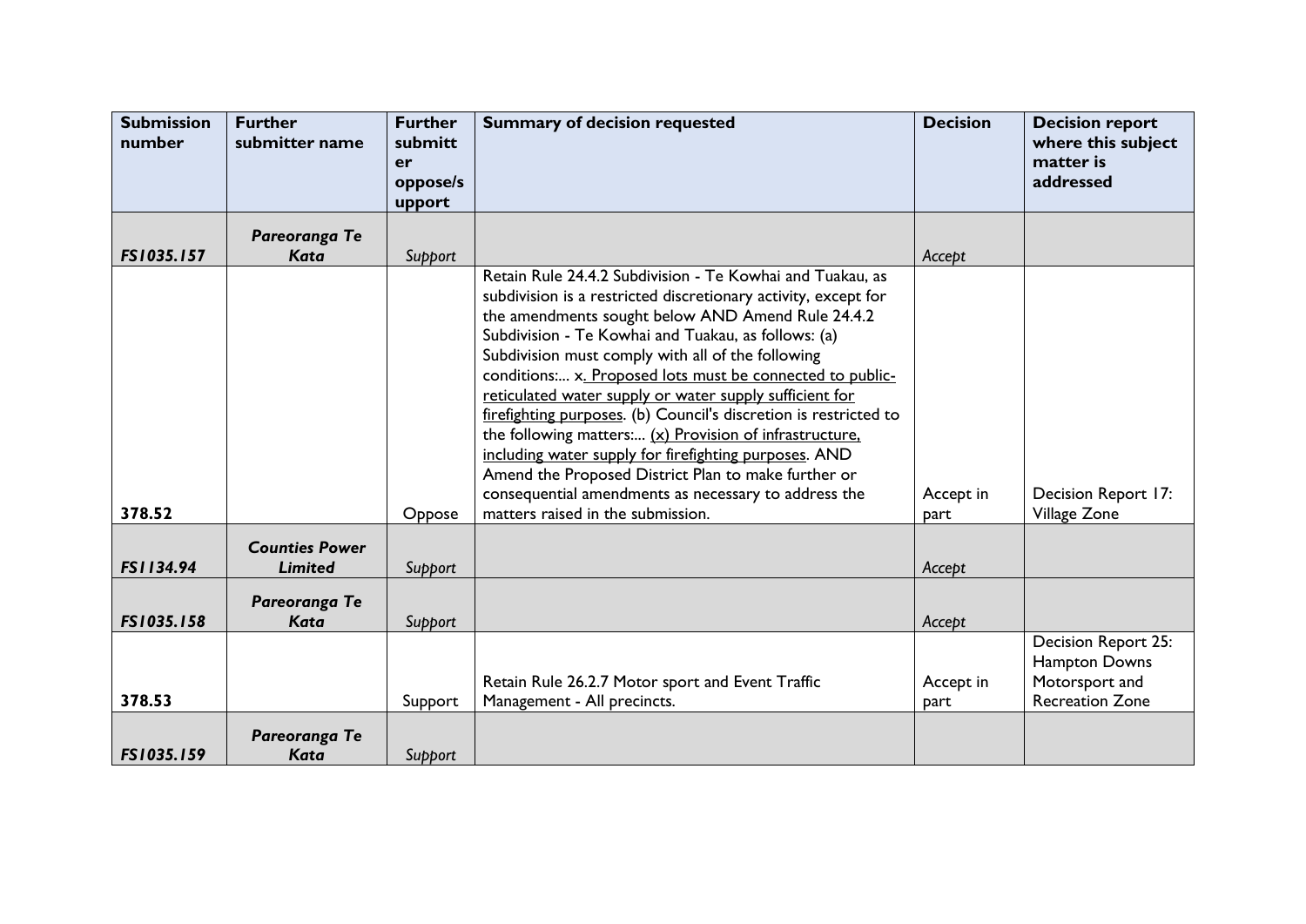| Submission number | Further submitter name | Further submitter oppose/support | Summary of decision requested | Decision | Decision report where this subject matter is addressed |
|---|---|---|---|---|---|
| *FS1035.157* | ***Pareoranga Te Kata*** | *Support* | | *Accept* | |
| 378.52 | | Oppose | Retain Rule 24.4.2 Subdivision - Te Kowhai and Tuakau, as subdivision is a restricted discretionary activity, except for the amendments sought below AND Amend Rule 24.4.2 Subdivision - Te Kowhai and Tuakau, as follows: (a) Subdivision must comply with all of the following conditions:... x. Proposed lots must be connected to public-reticulated water supply or water supply sufficient for firefighting purposes. (b) Council's discretion is restricted to the following matters:... (x) Provision of infrastructure, including water supply for firefighting purposes. AND Amend the Proposed District Plan to make further or consequential amendments as necessary to address the matters raised in the submission. | Accept in part | Decision Report 17: Village Zone |
| *FS1134.94* | ***Counties Power Limited*** | *Support* | | *Accept* | |
| *FS1035.158* | ***Pareoranga Te Kata*** | *Support* | | *Accept* | |
| 378.53 | | Support | Retain Rule 26.2.7 Motor sport and Event Traffic Management - All precincts. | Accept in part | Decision Report 25: Hampton Downs Motorsport and Recreation Zone |
| *FS1035.159* | ***Pareoranga Te Kata*** | *Support* | | | |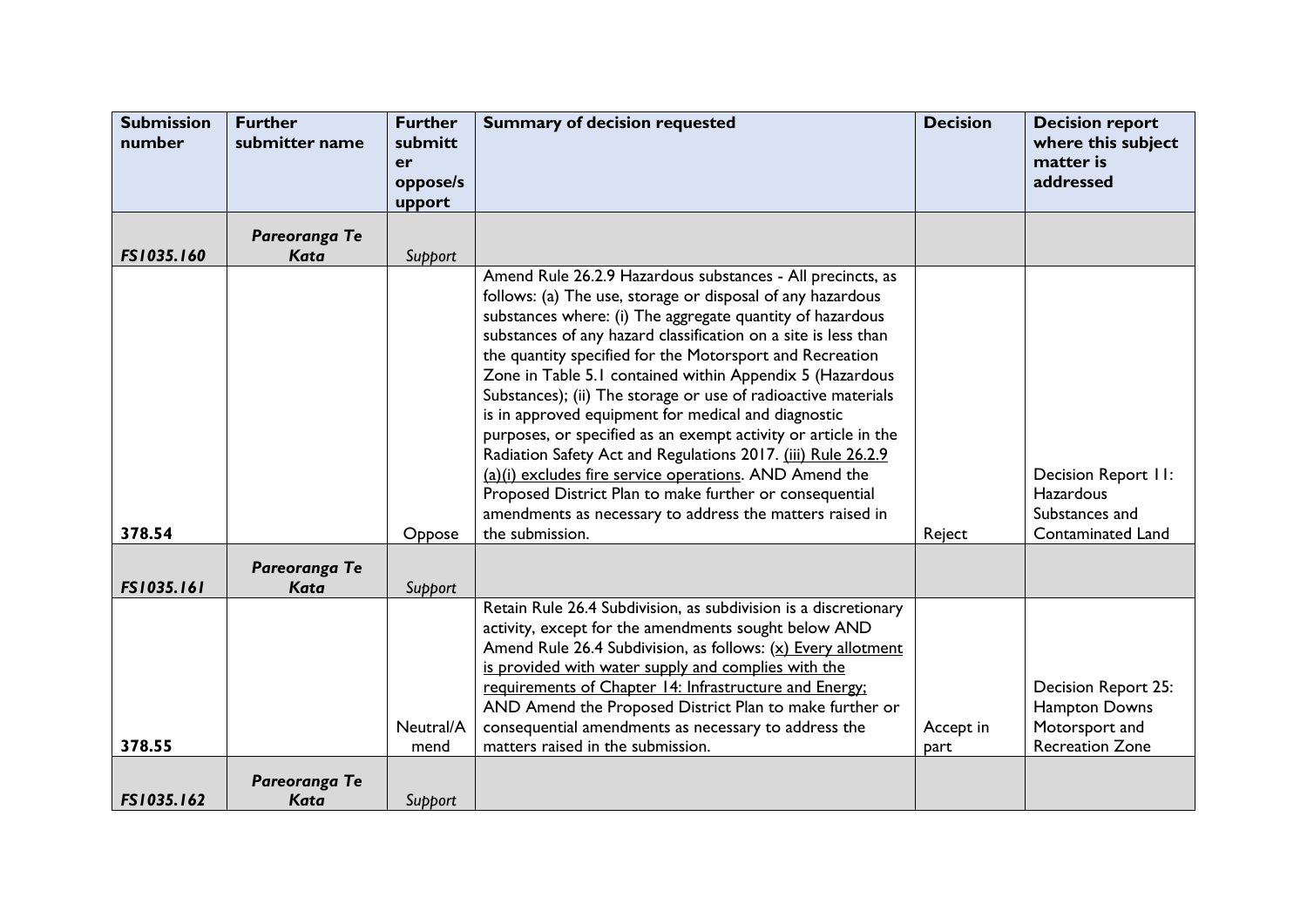| Submission number | Further submitter name | Further submitter oppose/support | Summary of decision requested | Decision | Decision report where this subject matter is addressed |
|---|---|---|---|---|---|
| *FS1035.160* | *Pareoranga Te Kata* | *Support* | | | |
| 378.54 | | Oppose | Amend Rule 26.2.9 Hazardous substances - All precincts, as follows: (a) The use, storage or disposal of any hazardous substances where: (i) The aggregate quantity of hazardous substances of any hazard classification on a site is less than the quantity specified for the Motorsport and Recreation Zone in Table 5.1 contained within Appendix 5 (Hazardous Substances); (ii) The storage or use of radioactive materials is in approved equipment for medical and diagnostic purposes, or specified as an exempt activity or article in the Radiation Safety Act and Regulations 2017. <u>(iii) Rule 26.2.9 (a)(i) excludes fire service operations</u>. AND Amend the Proposed District Plan to make further or consequential amendments as necessary to address the matters raised in the submission. | Reject | Decision Report 11: Hazardous Substances and Contaminated Land |
| *FS1035.161* | *Pareoranga Te Kata* | *Support* | | | |
| 378.55 | | Neutral/Amend | Retain Rule 26.4 Subdivision, as subdivision is a discretionary activity, except for the amendments sought below AND Amend Rule 26.4 Subdivision, as follows: <u>(x) Every allotment is provided with water supply and complies with the requirements of Chapter 14: Infrastructure and Energy;</u> AND Amend the Proposed District Plan to make further or consequential amendments as necessary to address the matters raised in the submission. | Accept in part | Decision Report 25: Hampton Downs Motorsport and Recreation Zone |
| *FS1035.162* | *Pareoranga Te Kata* | *Support* | | | |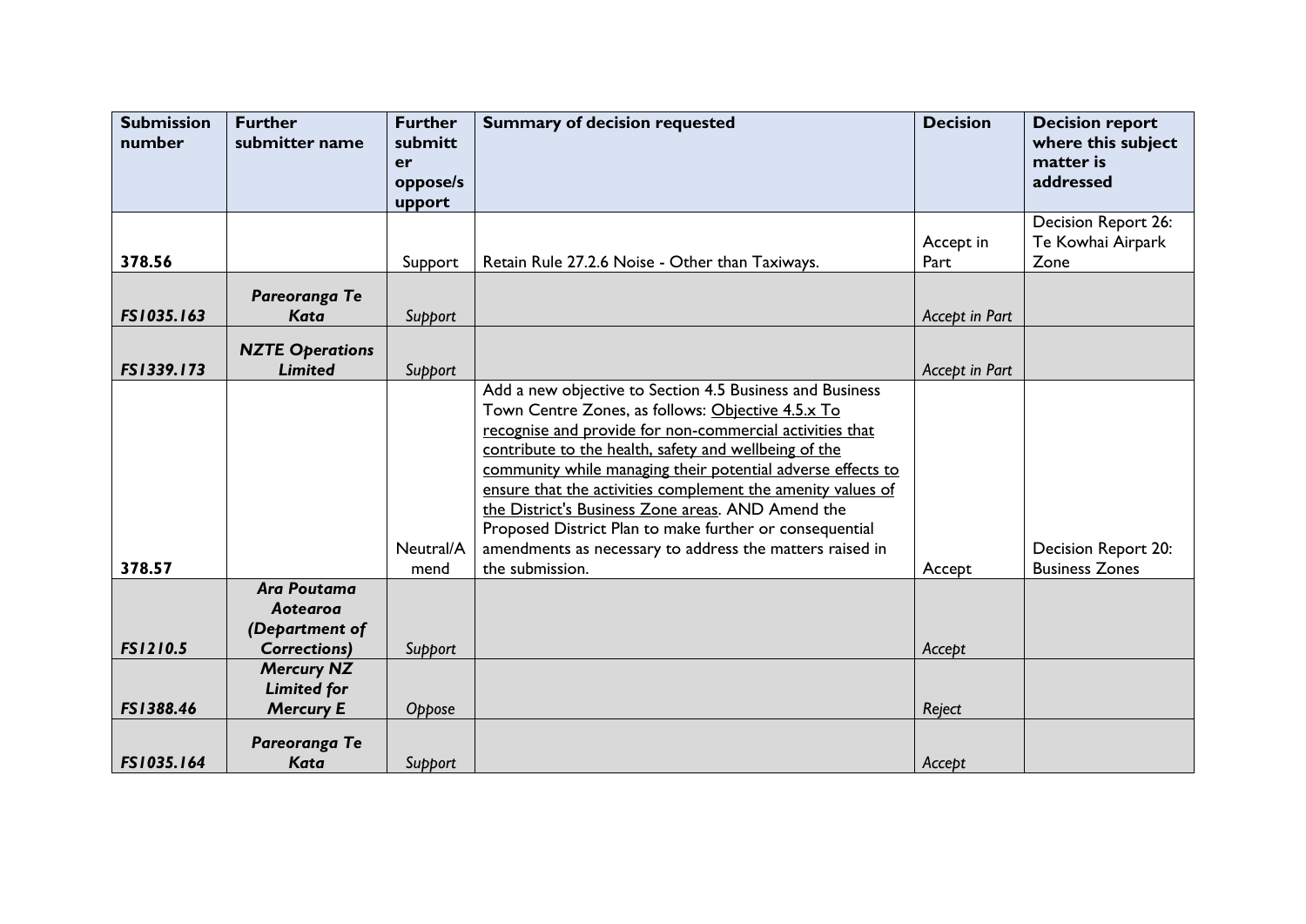| Submission number | Further submitter name | Further submitter oppose/support | Summary of decision requested | Decision | Decision report where this subject matter is addressed |
|---|---|---|---|---|---|
| **378.56** | | Support | Retain Rule 27.2.6 Noise - Other than Taxiways. | Accept in Part | Decision Report 26: Te Kowhai Airpark Zone |
| ***FS1035.163*** | ***Pareoranga Te Kata*** | *Support* | | *Accept in Part* | |
| ***FS1339.173*** | ***NZTE Operations Limited*** | *Support* | | *Accept in Part* | |
| **378.57** | | Neutral/Amend | Add a new objective to Section 4.5 Business and Business Town Centre Zones, as follows: <u>Objective 4.5.x To recognise and provide for non-commercial activities that contribute to the health, safety and wellbeing of the community while managing their potential adverse effects to ensure that the activities complement the amenity values of the District's Business Zone areas</u>. AND Amend the Proposed District Plan to make further or consequential amendments as necessary to address the matters raised in the submission. | Accept | Decision Report 20: Business Zones |
| ***FS1210.5*** | ***Ara Poutama Aotearoa (Department of Corrections)*** | *Support* | | *Accept* | |
| ***FS1388.46*** | ***Mercury NZ Limited for Mercury E*** | *Oppose* | | *Reject* | |
| ***FS1035.164*** | ***Pareoranga Te Kata*** | *Support* | | *Accept* | |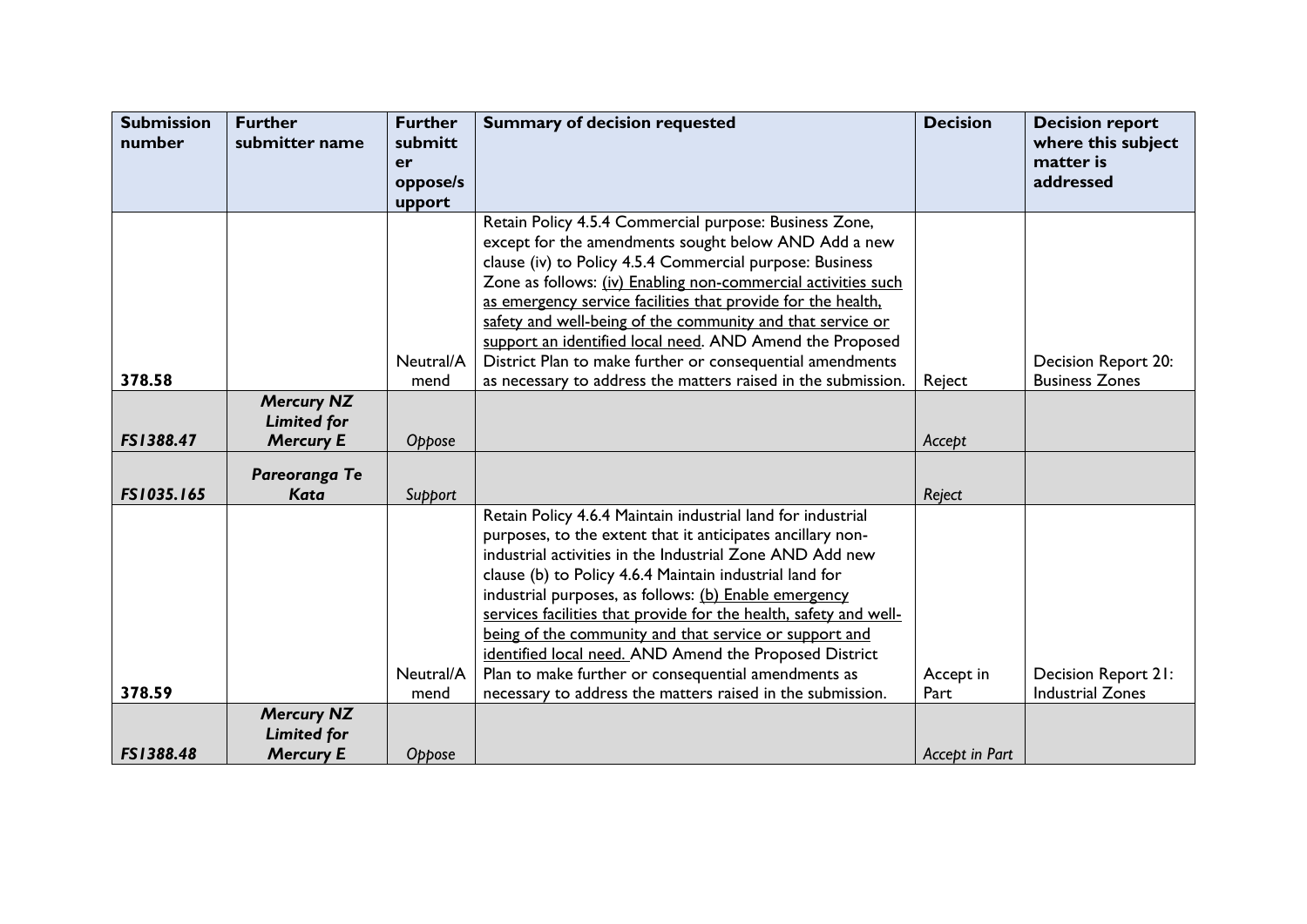| **Submission number** | **Further submitter name** | **Further submitter oppose/support** | **Summary of decision requested** | **Decision** | **Decision report where this subject matter is addressed** |
|---|---|---|---|---|---|
| **378.58** | | Neutral/Amend | Retain Policy 4.5.4 Commercial purpose: Business Zone, except for the amendments sought below AND Add a new clause (iv) to Policy 4.5.4 Commercial purpose: Business Zone as follows: <u>(iv) Enabling non-commercial activities such as emergency service facilities that provide for the health, safety and well-being of the community and that service or support an identified local need</u>. AND Amend the Proposed District Plan to make further or consequential amendments as necessary to address the matters raised in the submission. | Reject | Decision Report 20: Business Zones |
| ***FS1388.47*** | ***Mercury NZ Limited for Mercury E*** | *Oppose* | | *Accept* | |
| ***FS1035.165*** | ***Pareoranga Te Kata*** | *Support* | | *Reject* | |
| **378.59** | | Neutral/Amend | Retain Policy 4.6.4 Maintain industrial land for industrial purposes, to the extent that it anticipates ancillary non-industrial activities in the Industrial Zone AND Add new clause (b) to Policy 4.6.4 Maintain industrial land for industrial purposes, as follows: <u>(b) Enable emergency services facilities that provide for the health, safety and well-being of the community and that service or support and identified local need.</u> AND Amend the Proposed District Plan to make further or consequential amendments as necessary to address the matters raised in the submission. | Accept in Part | Decision Report 21: Industrial Zones |
| ***FS1388.48*** | ***Mercury NZ Limited for Mercury E*** | *Oppose* | | *Accept in Part* | |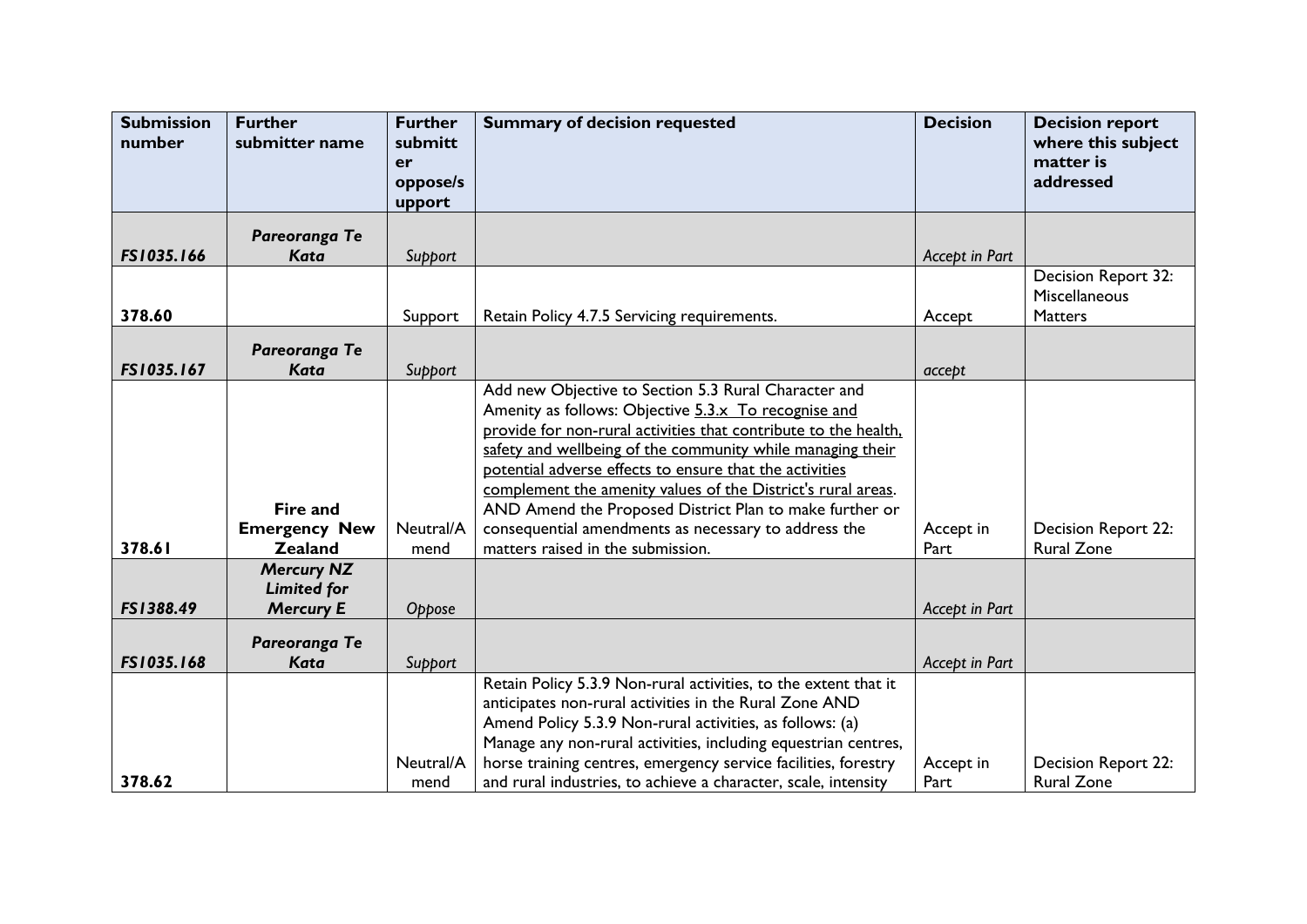| Submission number | Further submitter name | Further submitter oppose/support | Summary of decision requested | Decision | Decision report where this subject matter is addressed |
|---|---|---|---|---|---|
| *FS1035.166* | ***Pareoranga Te Kata*** | *Support* | | *Accept in Part* | |
| **378.60** | | Support | Retain Policy 4.7.5 Servicing requirements. | Accept | Decision Report 32: Miscellaneous Matters |
| *FS1035.167* | ***Pareoranga Te Kata*** | *Support* | | *accept* | |
| **378.61** | **Fire and Emergency New Zealand** | Neutral/Amend | Add new Objective to Section 5.3 Rural Character and Amenity as follows: Objective <u>5.3.x To recognise and provide for non-rural activities that contribute to the health, safety and wellbeing of the community while managing their potential adverse effects to ensure that the activities complement the amenity values of the District's rural areas</u>. AND Amend the Proposed District Plan to make further or consequential amendments as necessary to address the matters raised in the submission. | Accept in Part | Decision Report 22: Rural Zone |
| *FS1388.49* | ***Mercury NZ Limited for Mercury E*** | *Oppose* | | *Accept in Part* | |
| *FS1035.168* | ***Pareoranga Te Kata*** | *Support* | | *Accept in Part* | |
| **378.62** | | Neutral/Amend | Retain Policy 5.3.9 Non-rural activities, to the extent that it anticipates non-rural activities in the Rural Zone AND Amend Policy 5.3.9 Non-rural activities, as follows: (a) Manage any non-rural activities, including equestrian centres, horse training centres, emergency service facilities, forestry and rural industries, to achieve a character, scale, intensity | Accept in Part | Decision Report 22: Rural Zone |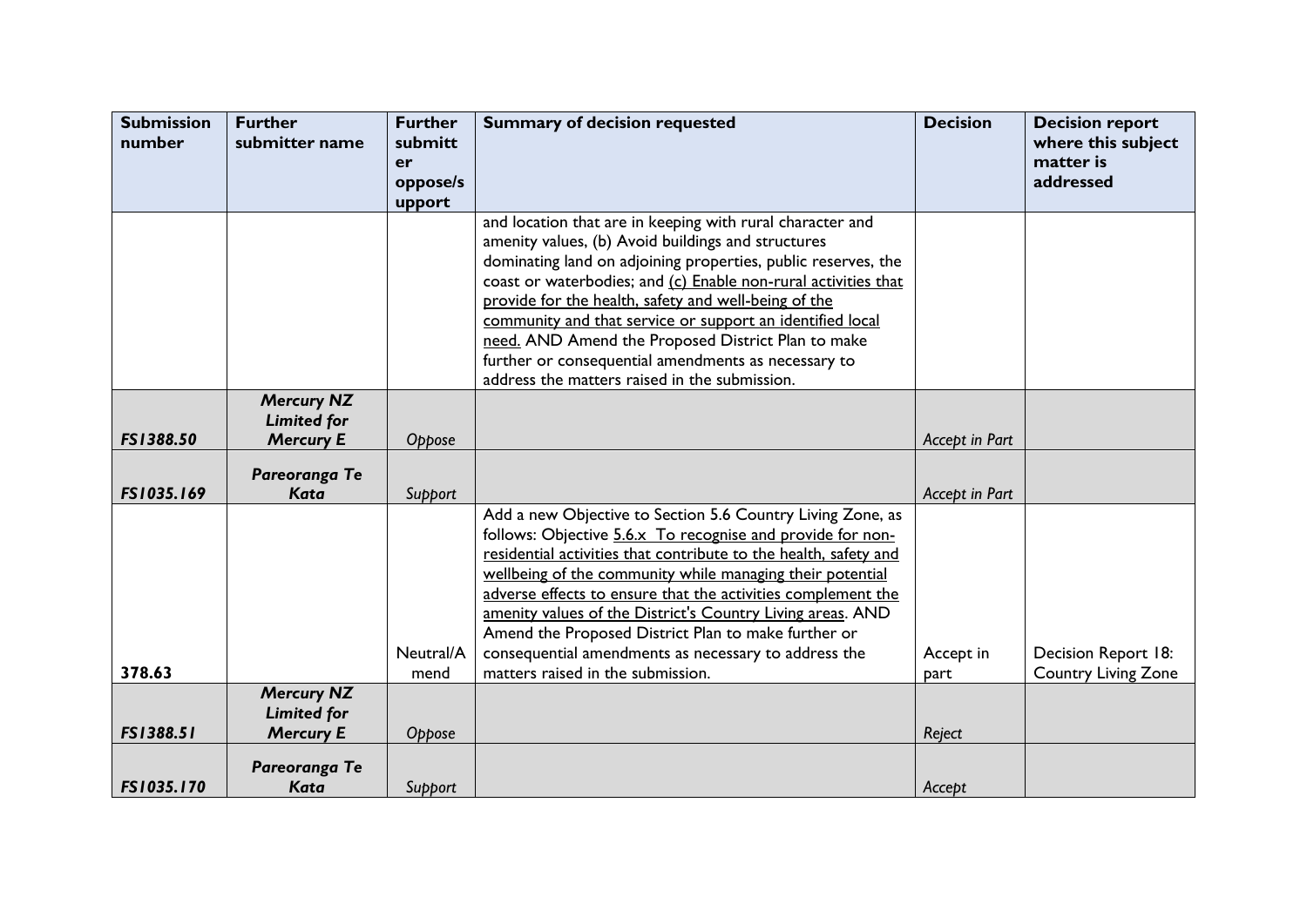| Submission number | Further submitter name | Further submitter oppose/support | Summary of decision requested | Decision | Decision report where this subject matter is addressed |
|---|---|---|---|---|---|
| | | | and location that are in keeping with rural character and amenity values, (b) Avoid buildings and structures dominating land on adjoining properties, public reserves, the coast or waterbodies; and <u>(c) Enable non-rural activities that provide for the health, safety and well-being of the community and that service or support an identified local need.</u> AND Amend the Proposed District Plan to make further or consequential amendments as necessary to address the matters raised in the submission. | | |
| ***FS1388.50*** | ***Mercury NZ Limited for Mercury E*** | *Oppose* | | *Accept in Part* | |
| ***FS1035.169*** | ***Pareoranga Te Kata*** | *Support* | | *Accept in Part* | |
| **378.63** | | Neutral/Amend | Add a new Objective to Section 5.6 Country Living Zone, as follows: Objective <u>5.6.x To recognise and provide for non-residential activities that contribute to the health, safety and wellbeing of the community while managing their potential adverse effects to ensure that the activities complement the amenity values of the District's Country Living areas</u>. AND Amend the Proposed District Plan to make further or consequential amendments as necessary to address the matters raised in the submission. | Accept in part | Decision Report 18: Country Living Zone |
| ***FS1388.51*** | ***Mercury NZ Limited for Mercury E*** | *Oppose* | | *Reject* | |
| ***FS1035.170*** | ***Pareoranga Te Kata*** | *Support* | | *Accept* | |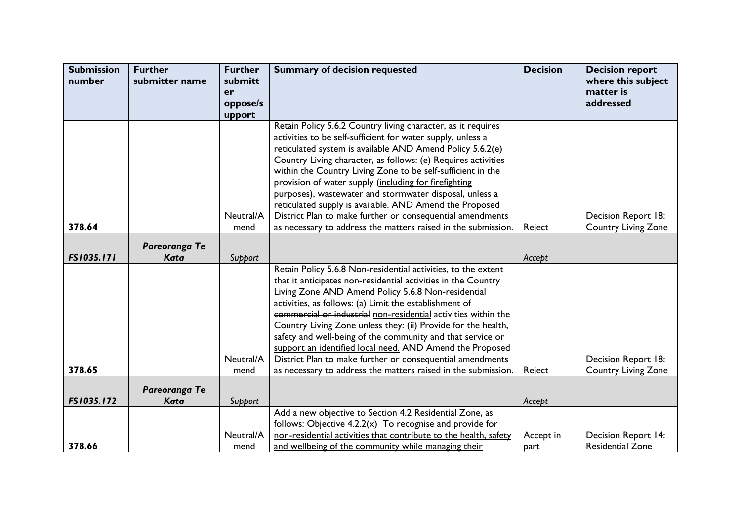| Submission number | Further submitter name | Further submitter oppose/support | Summary of decision requested | Decision | Decision report where this subject matter is addressed |
|---|---|---|---|---|---|
| 378.64 | | Neutral/Amend | Retain Policy 5.6.2 Country living character, as it requires activities to be self-sufficient for water supply, unless a reticulated system is available AND Amend Policy 5.6.2(e) Country Living character, as follows: (e) Requires activities within the Country Living Zone to be self-sufficient in the provision of water supply <u>(including for firefighting purposes),</u> wastewater and stormwater disposal, unless a reticulated supply is available. AND Amend the Proposed District Plan to make further or consequential amendments as necessary to address the matters raised in the submission. | Reject | Decision Report 18: Country Living Zone |
| *FS1035.171* | ***Pareoranga Te Kata*** | *Support* | | *Accept* | |
| 378.65 | | Neutral/Amend | Retain Policy 5.6.8 Non-residential activities, to the extent that it anticipates non-residential activities in the Country Living Zone AND Amend Policy 5.6.8 Non-residential activities, as follows: (a) Limit the establishment of ~~commercial or industrial~~ <u>non-residential</u> activities within the Country Living Zone unless they: (ii) Provide for the health, <u>safety</u> and well-being of the community <u>and that service or support an identified local need.</u> AND Amend the Proposed District Plan to make further or consequential amendments as necessary to address the matters raised in the submission. | Reject | Decision Report 18: Country Living Zone |
| *FS1035.172* | ***Pareoranga Te Kata*** | *Support* | | *Accept* | |
| 378.66 | | Neutral/Amend | Add a new objective to Section 4.2 Residential Zone, as follows: <u>Objective 4.2.2(x) To recognise and provide for non-residential activities that contribute to the health, safety and wellbeing of the community while managing their</u> | Accept in part | Decision Report 14: Residential Zone |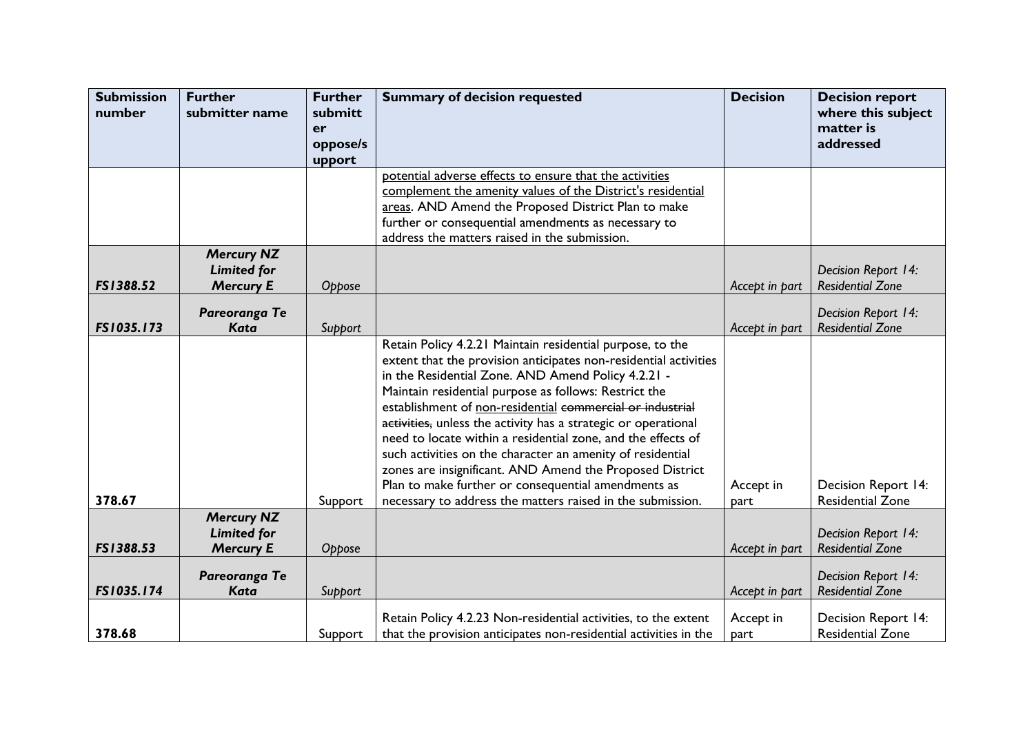| Submission number | Further submitter name | Further submitter oppose/support | Summary of decision requested | Decision | Decision report where this subject matter is addressed |
| --- | --- | --- | --- | --- | --- |
| | | | <u>potential adverse effects to ensure that the activities complement the amenity values of the District's residential areas</u>. AND Amend the Proposed District Plan to make further or consequential amendments as necessary to address the matters raised in the submission. | | |
| ***FS1388.52*** | ***Mercury NZ Limited for Mercury E*** | *Oppose* | | *Accept in part* | *Decision Report 14: Residential Zone* |
| ***FS1035.173*** | ***Pareoranga Te Kata*** | *Support* | | *Accept in part* | *Decision Report 14: Residential Zone* |
| **378.67** | | Support | Retain Policy 4.2.21 Maintain residential purpose, to the extent that the provision anticipates non-residential activities in the Residential Zone. AND Amend Policy 4.2.21 - Maintain residential purpose as follows: Restrict the establishment of <u>non-residential</u> ~~commercial or industrial activities,~~ unless the activity has a strategic or operational need to locate within a residential zone, and the effects of such activities on the character an amenity of residential zones are insignificant. AND Amend the Proposed District Plan to make further or consequential amendments as necessary to address the matters raised in the submission. | Accept in part | Decision Report 14: Residential Zone |
| ***FS1388.53*** | ***Mercury NZ Limited for Mercury E*** | *Oppose* | | *Accept in part* | *Decision Report 14: Residential Zone* |
| ***FS1035.174*** | ***Pareoranga Te Kata*** | *Support* | | *Accept in part* | *Decision Report 14: Residential Zone* |
| **378.68** | | Support | Retain Policy 4.2.23 Non-residential activities, to the extent that the provision anticipates non-residential activities in the | Accept in part | Decision Report 14: Residential Zone |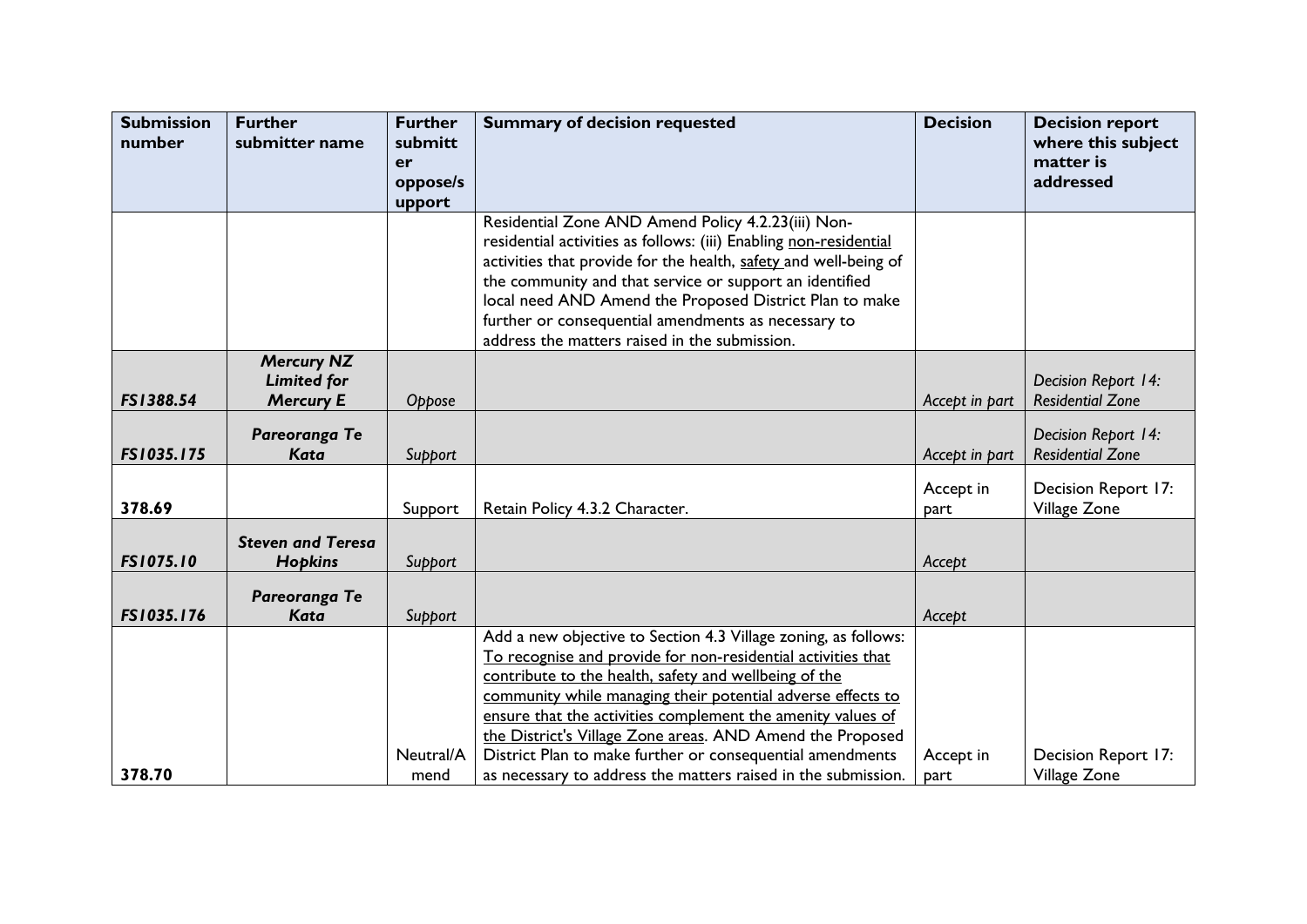| Submission number | Further submitter name | Further submitter oppose/support | Summary of decision requested | Decision | Decision report where this subject matter is addressed |
|---|---|---|---|---|---|
| | | | Residential Zone AND Amend Policy 4.2.23(iii) Non-residential activities as follows: (iii) Enabling non-residential activities that provide for the health, safety and well-being of the community and that service or support an identified local need AND Amend the Proposed District Plan to make further or consequential amendments as necessary to address the matters raised in the submission. | | |
| ***FS1388.54*** | ***Mercury NZ Limited for Mercury E*** | *Oppose* | | *Accept in part* | *Decision Report 14: Residential Zone* |
| ***FS1035.175*** | ***Pareoranga Te Kata*** | *Support* | | *Accept in part* | *Decision Report 14: Residential Zone* |
| **378.69** | | Support | Retain Policy 4.3.2 Character. | Accept in part | Decision Report 17: Village Zone |
| ***FS1075.10*** | ***Steven and Teresa Hopkins*** | *Support* | | *Accept* | |
| ***FS1035.176*** | ***Pareoranga Te Kata*** | *Support* | | *Accept* | |
| **378.70** | | Neutral/Amend | Add a new objective to Section 4.3 Village zoning, as follows: To recognise and provide for non-residential activities that contribute to the health, safety and wellbeing of the community while managing their potential adverse effects to ensure that the activities complement the amenity values of the District's Village Zone areas. AND Amend the Proposed District Plan to make further or consequential amendments as necessary to address the matters raised in the submission. | Accept in part | Decision Report 17: Village Zone |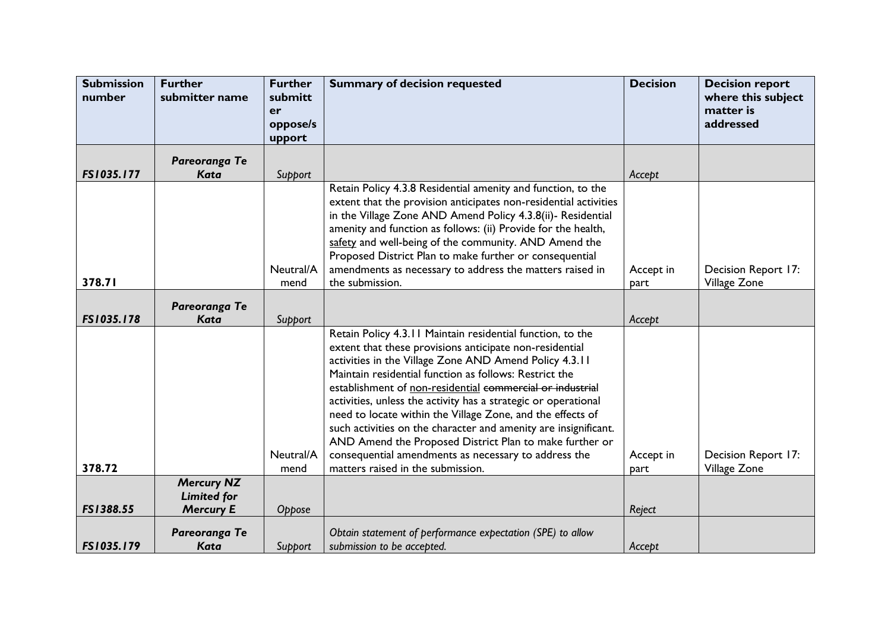| Submission number | Further submitter name | Further submitter oppose/support | Summary of decision requested | Decision | Decision report where this subject matter is addressed |
|---|---|---|---|---|---|
| *FS1035.177* | ***Pareoranga Te Kata*** | *Support* | | *Accept* | |
| **378.71** | | Neutral/Amend | Retain Policy 4.3.8 Residential amenity and function, to the extent that the provision anticipates non-residential activities in the Village Zone AND Amend Policy 4.3.8(ii)- Residential amenity and function as follows: (ii) Provide for the health, <u>safety</u> and well-being of the community. AND Amend the Proposed District Plan to make further or consequential amendments as necessary to address the matters raised in the submission. | Accept in part | Decision Report 17: Village Zone |
| *FS1035.178* | ***Pareoranga Te Kata*** | *Support* | | *Accept* | |
| **378.72** | | Neutral/Amend | Retain Policy 4.3.11 Maintain residential function, to the extent that these provisions anticipate non-residential activities in the Village Zone AND Amend Policy 4.3.11 Maintain residential function as follows: Restrict the establishment of <u>non-residential</u> ~~commercial or industrial~~ activities, unless the activity has a strategic or operational need to locate within the Village Zone, and the effects of such activities on the character and amenity are insignificant. AND Amend the Proposed District Plan to make further or consequential amendments as necessary to address the matters raised in the submission. | Accept in part | Decision Report 17: Village Zone |
| *FS1388.55* | ***Mercury NZ Limited for Mercury E*** | *Oppose* | | *Reject* | |
| *FS1035.179* | ***Pareoranga Te Kata*** | *Support* | *Obtain statement of performance expectation (SPE) to allow submission to be accepted.* | *Accept* | |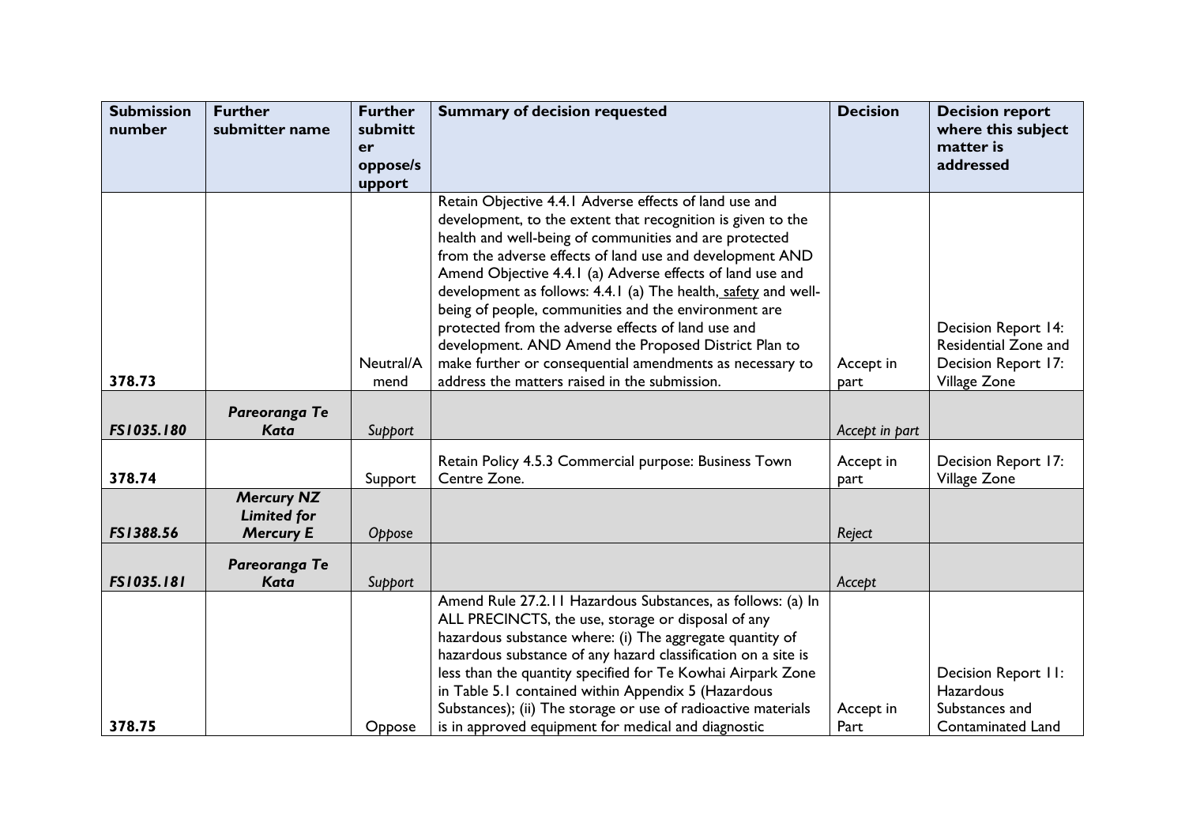| Submission number | Further submitter name | Further submitter oppose/support | Summary of decision requested | Decision | Decision report where this subject matter is addressed |
|---|---|---|---|---|---|
| 378.73 | | Neutral/Amend | Retain Objective 4.4.1 Adverse effects of land use and development, to the extent that recognition is given to the health and well-being of communities and are protected from the adverse effects of land use and development AND Amend Objective 4.4.1 (a) Adverse effects of land use and development as follows: 4.4.1 (a) The health, safety and well-being of people, communities and the environment are protected from the adverse effects of land use and development. AND Amend the Proposed District Plan to make further or consequential amendments as necessary to address the matters raised in the submission. | Accept in part | Decision Report 14: Residential Zone and Decision Report 17: Village Zone |
| *FS1035.180* | ***Pareoranga Te Kata*** | *Support* | | *Accept in part* | |
| 378.74 | | Support | Retain Policy 4.5.3 Commercial purpose: Business Town Centre Zone. | Accept in part | Decision Report 17: Village Zone |
| *FS1388.56* | ***Mercury NZ Limited for Mercury E*** | *Oppose* | | *Reject* | |
| *FS1035.181* | ***Pareoranga Te Kata*** | *Support* | | *Accept* | |
| 378.75 | | Oppose | Amend Rule 27.2.11 Hazardous Substances, as follows: (a) In ALL PRECINCTS, the use, storage or disposal of any hazardous substance where: (i) The aggregate quantity of hazardous substance of any hazard classification on a site is less than the quantity specified for Te Kowhai Airpark Zone in Table 5.1 contained within Appendix 5 (Hazardous Substances); (ii) The storage or use of radioactive materials is in approved equipment for medical and diagnostic | Accept in Part | Decision Report 11: Hazardous Substances and Contaminated Land |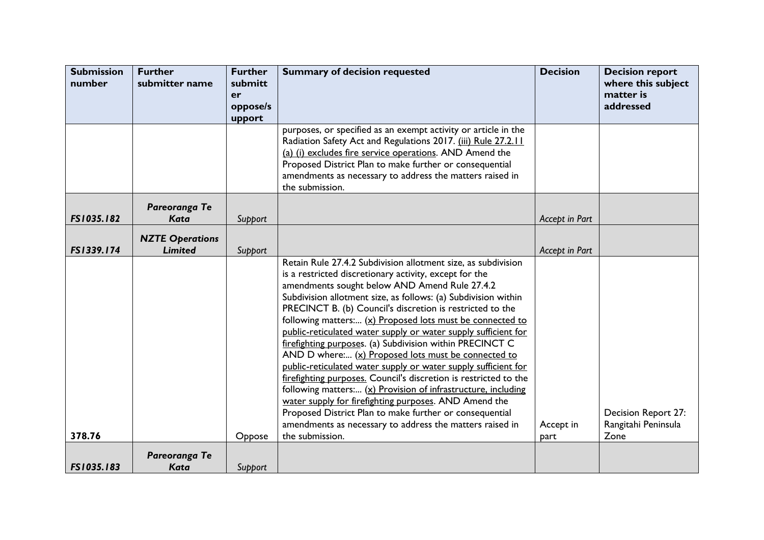| Submission number | Further submitter name | Further submitter oppose/support | Summary of decision requested | Decision | Decision report where this subject matter is addressed |
|---|---|---|---|---|---|
| | | | purposes, or specified as an exempt activity or article in the Radiation Safety Act and Regulations 2017. (iii) Rule 27.2.11 (a) (i) excludes fire service operations. AND Amend the Proposed District Plan to make further or consequential amendments as necessary to address the matters raised in the submission. | | |
| *FS1035.182* | ***Pareoranga Te Kata*** | *Support* | | *Accept in Part* | |
| *FS1339.174* | ***NZTE Operations Limited*** | *Support* | | *Accept in Part* | |
| 378.76 | | Oppose | Retain Rule 27.4.2 Subdivision allotment size, as subdivision is a restricted discretionary activity, except for the amendments sought below AND Amend Rule 27.4.2 Subdivision allotment size, as follows: (a) Subdivision within PRECINCT B. (b) Council's discretion is restricted to the following matters:... (x) Proposed lots must be connected to public-reticulated water supply or water supply sufficient for firefighting purposes. (a) Subdivision within PRECINCT C AND D where:... (x) Proposed lots must be connected to public-reticulated water supply or water supply sufficient for firefighting purposes. Council's discretion is restricted to the following matters:... (x) Provision of infrastructure, including water supply for firefighting purposes. AND Amend the Proposed District Plan to make further or consequential amendments as necessary to address the matters raised in the submission. | Accept in part | Decision Report 27: Rangitahi Peninsula Zone |
| *FS1035.183* | ***Pareoranga Te Kata*** | *Support* | | | |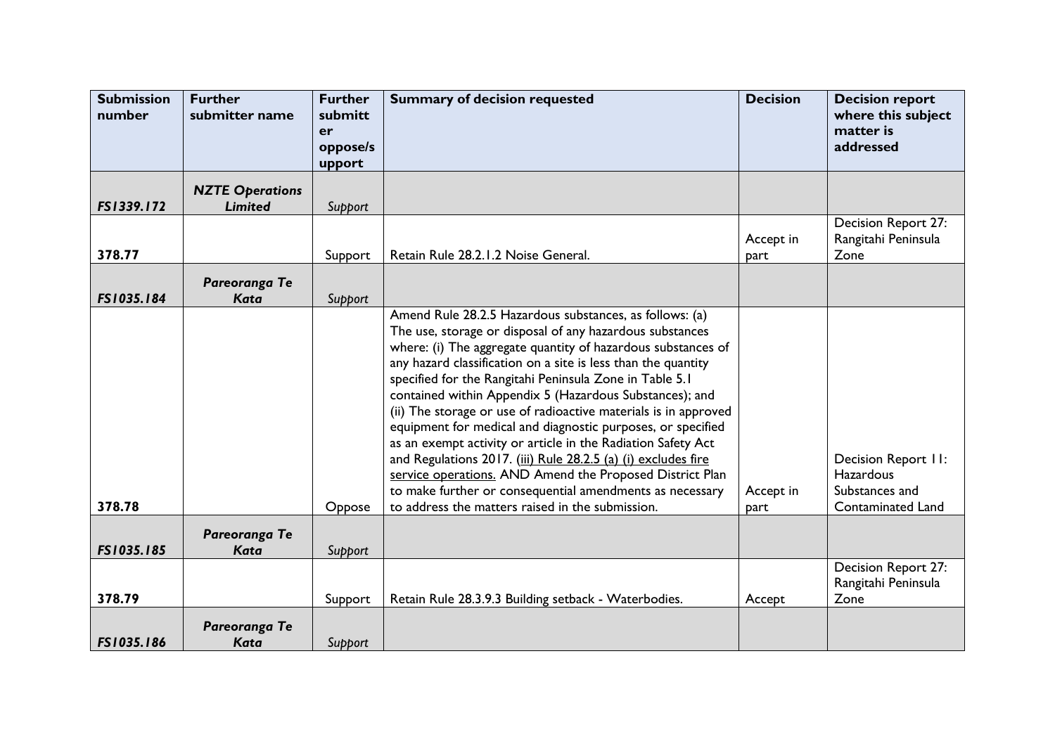| Submission number | Further submitter name | Further submitter oppose/support | Summary of decision requested | Decision | Decision report where this subject matter is addressed |
|---|---|---|---|---|---|
| *FS1339.172* | ***NZTE Operations Limited*** | *Support* | | | |
| **378.77** | | Support | Retain Rule 28.2.1.2 Noise General. | Accept in part | Decision Report 27: Rangitahi Peninsula Zone |
| *FS1035.184* | ***Pareoranga Te Kata*** | *Support* | | | |
| **378.78** | | Oppose | Amend Rule 28.2.5 Hazardous substances, as follows: (a) The use, storage or disposal of any hazardous substances where: (i) The aggregate quantity of hazardous substances of any hazard classification on a site is less than the quantity specified for the Rangitahi Peninsula Zone in Table 5.1 contained within Appendix 5 (Hazardous Substances); and (ii) The storage or use of radioactive materials is in approved equipment for medical and diagnostic purposes, or specified as an exempt activity or article in the Radiation Safety Act and Regulations 2017. <u>(iii) Rule 28.2.5 (a) (i) excludes fire service operations.</u> AND Amend the Proposed District Plan to make further or consequential amendments as necessary to address the matters raised in the submission. | Accept in part | Decision Report 11: Hazardous Substances and Contaminated Land |
| *FS1035.185* | ***Pareoranga Te Kata*** | *Support* | | | |
| **378.79** | | Support | Retain Rule 28.3.9.3 Building setback - Waterbodies. | Accept | Decision Report 27: Rangitahi Peninsula Zone |
| *FS1035.186* | ***Pareoranga Te Kata*** | *Support* | | | |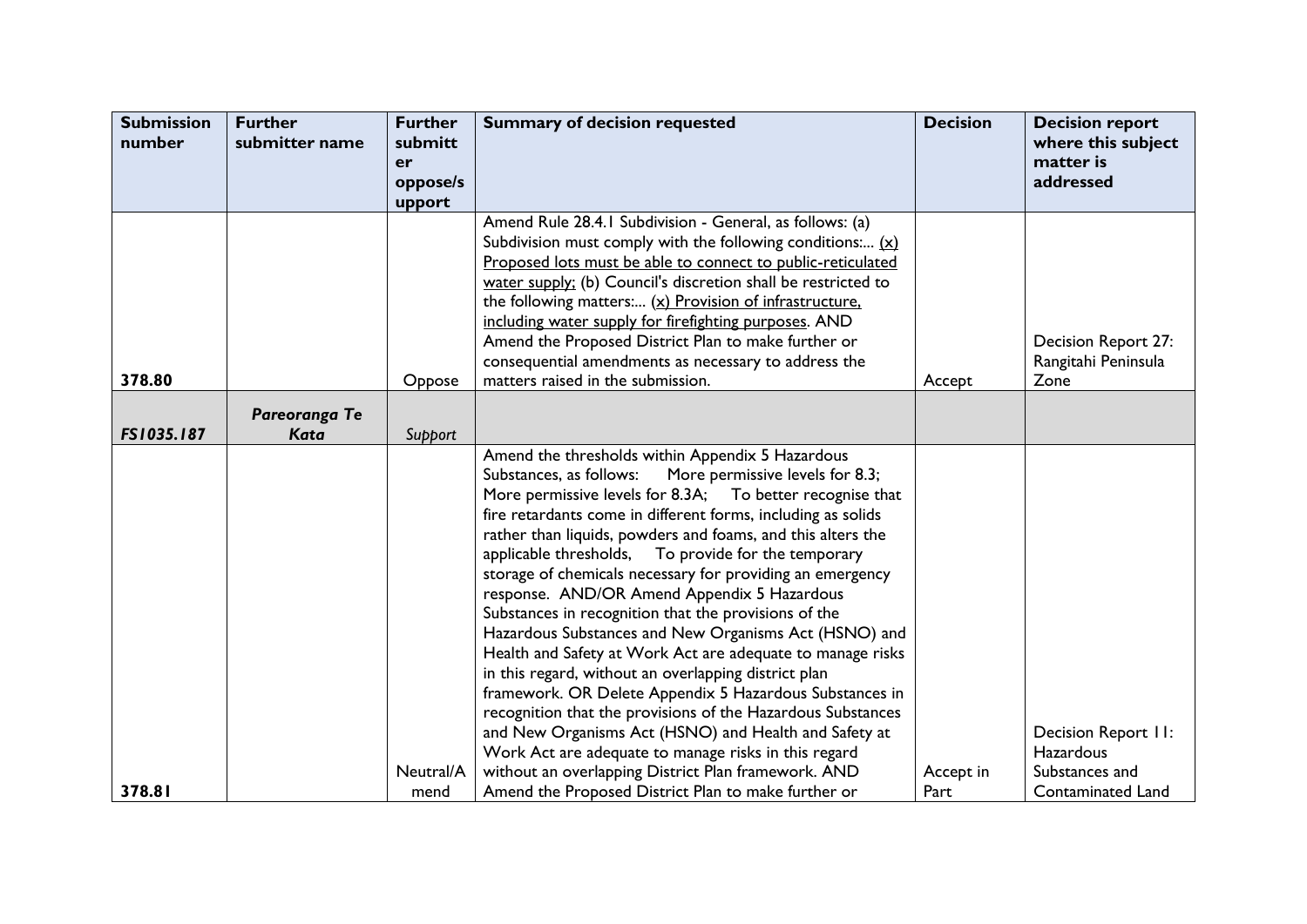| Submission number | Further submitter name | Further submitter oppose/support | Summary of decision requested | Decision | Decision report where this subject matter is addressed |
|---|---|---|---|---|---|
| 378.80 | | Oppose | Amend Rule 28.4.1 Subdivision - General, as follows: (a) Subdivision must comply with the following conditions:... <u>(x) Proposed lots must be able to connect to public-reticulated water supply;</u> (b) Council's discretion shall be restricted to the following matters:... <u>(x) Provision of infrastructure, including water supply for firefighting purposes</u>. AND Amend the Proposed District Plan to make further or consequential amendments as necessary to address the matters raised in the submission. | Accept | Decision Report 27: Rangitahi Peninsula Zone |
| *FS1035.187* | ***Pareoranga Te Kata*** | *Support* | | | |
| 378.81 | | Neutral/Amend | Amend the thresholds within Appendix 5 Hazardous Substances, as follows: More permissive levels for 8.3; More permissive levels for 8.3A; To better recognise that fire retardants come in different forms, including as solids rather than liquids, powders and foams, and this alters the applicable thresholds, To provide for the temporary storage of chemicals necessary for providing an emergency response. AND/OR Amend Appendix 5 Hazardous Substances in recognition that the provisions of the Hazardous Substances and New Organisms Act (HSNO) and Health and Safety at Work Act are adequate to manage risks in this regard, without an overlapping district plan framework. OR Delete Appendix 5 Hazardous Substances in recognition that the provisions of the Hazardous Substances and New Organisms Act (HSNO) and Health and Safety at Work Act are adequate to manage risks in this regard without an overlapping District Plan framework. AND Amend the Proposed District Plan to make further or | Accept in Part | Decision Report 11: Hazardous Substances and Contaminated Land |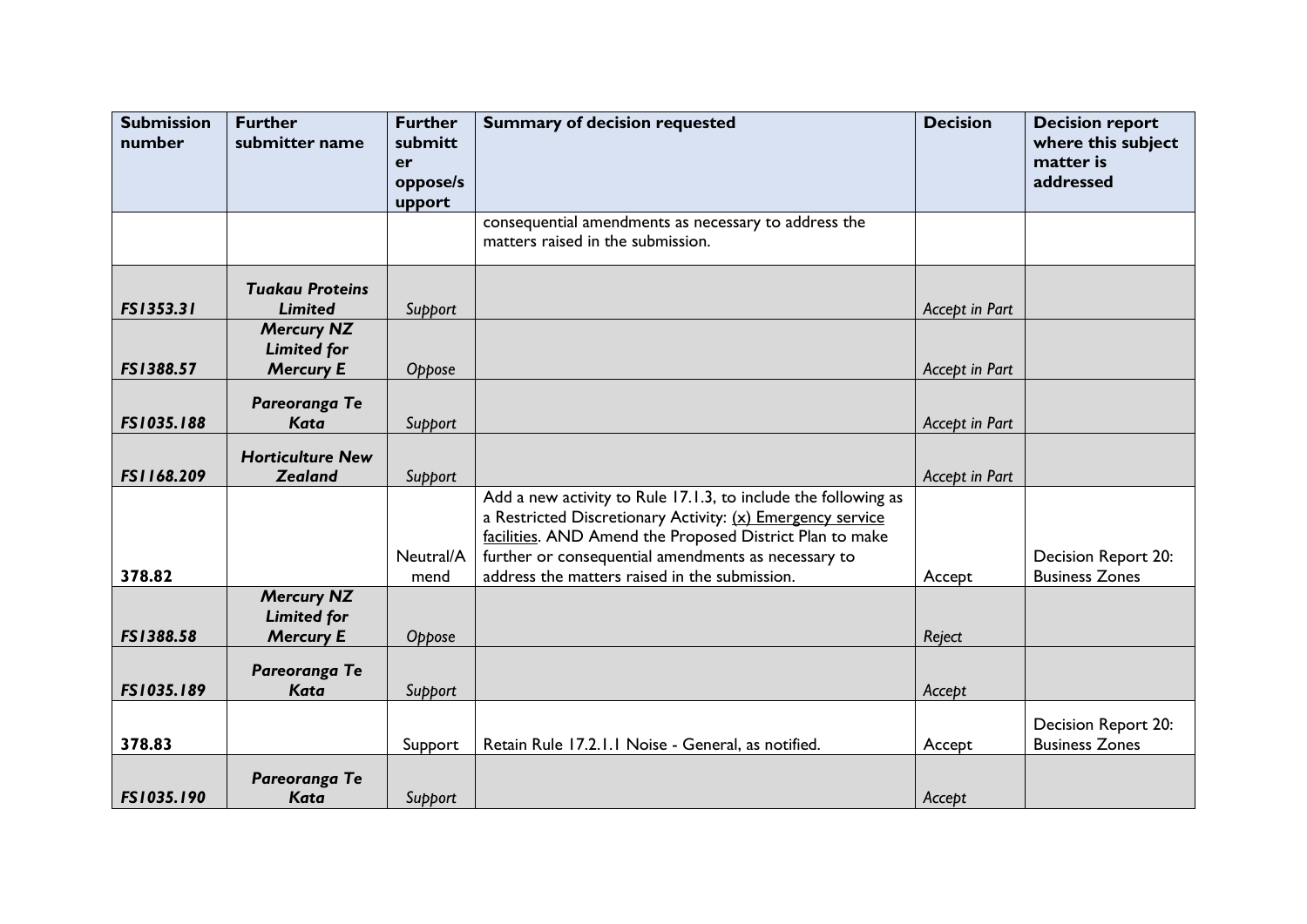| Submission number | Further submitter name | Further submitter oppose/support | Summary of decision requested | Decision | Decision report where this subject matter is addressed |
|---|---|---|---|---|---|
| | | | consequential amendments as necessary to address the matters raised in the submission. | | |
| *FS1353.31* | ***Tuakau Proteins Limited*** | *Support* | | *Accept in Part* | |
| *FS1388.57* | ***Mercury NZ Limited for Mercury E*** | *Oppose* | | *Accept in Part* | |
| *FS1035.188* | ***Pareoranga Te Kata*** | *Support* | | *Accept in Part* | |
| *FS1168.209* | ***Horticulture New Zealand*** | *Support* | | *Accept in Part* | |
| **378.82** | | Neutral/Amend | Add a new activity to Rule 17.1.3, to include the following as a Restricted Discretionary Activity: (x) Emergency service facilities. AND Amend the Proposed District Plan to make further or consequential amendments as necessary to address the matters raised in the submission. | Accept | Decision Report 20: Business Zones |
| *FS1388.58* | ***Mercury NZ Limited for Mercury E*** | *Oppose* | | *Reject* | |
| *FS1035.189* | ***Pareoranga Te Kata*** | *Support* | | *Accept* | |
| **378.83** | | Support | Retain Rule 17.2.1.1 Noise - General, as notified. | Accept | Decision Report 20: Business Zones |
| *FS1035.190* | ***Pareoranga Te Kata*** | *Support* | | *Accept* | |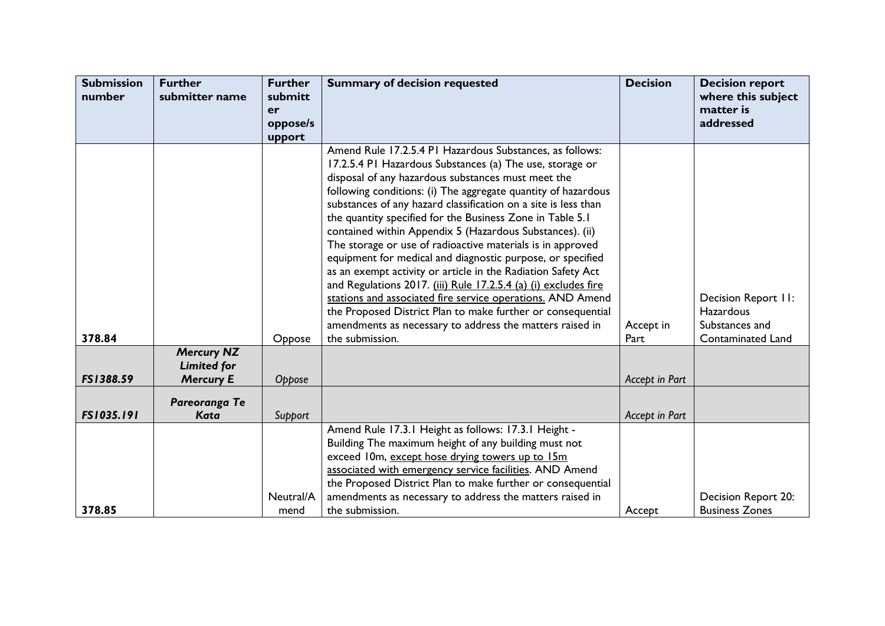| Submission number | Further submitter name | Further submitter oppose/support | Summary of decision requested | Decision | Decision report where this subject matter is addressed |
|---|---|---|---|---|---|
| 378.84 | | Oppose | Amend Rule 17.2.5.4 P1 Hazardous Substances, as follows: 17.2.5.4 P1 Hazardous Substances (a) The use, storage or disposal of any hazardous substances must meet the following conditions: (i) The aggregate quantity of hazardous substances of any hazard classification on a site is less than the quantity specified for the Business Zone in Table 5.1 contained within Appendix 5 (Hazardous Substances). (ii) The storage or use of radioactive materials is in approved equipment for medical and diagnostic purpose, or specified as an exempt activity or article in the Radiation Safety Act and Regulations 2017. <u>(iii) Rule 17.2.5.4 (a) (i) excludes fire stations and associated fire service operations.</u> AND Amend the Proposed District Plan to make further or consequential amendments as necessary to address the matters raised in the submission. | Accept in Part | Decision Report 11: Hazardous Substances and Contaminated Land |
| ***FS1388.59*** | ***Mercury NZ Limited for Mercury E*** | *Oppose* | | *Accept in Part* | |
| ***FS1035.191*** | ***Pareoranga Te Kata*** | *Support* | | *Accept in Part* | |
| 378.85 | | Neutral/Amend | Amend Rule 17.3.1 Height as follows: 17.3.1 Height - Building The maximum height of any building must not exceed 10m, <u>except hose drying towers up to 15m associated with emergency service facilities</u>. AND Amend the Proposed District Plan to make further or consequential amendments as necessary to address the matters raised in the submission. | Accept | Decision Report 20: Business Zones |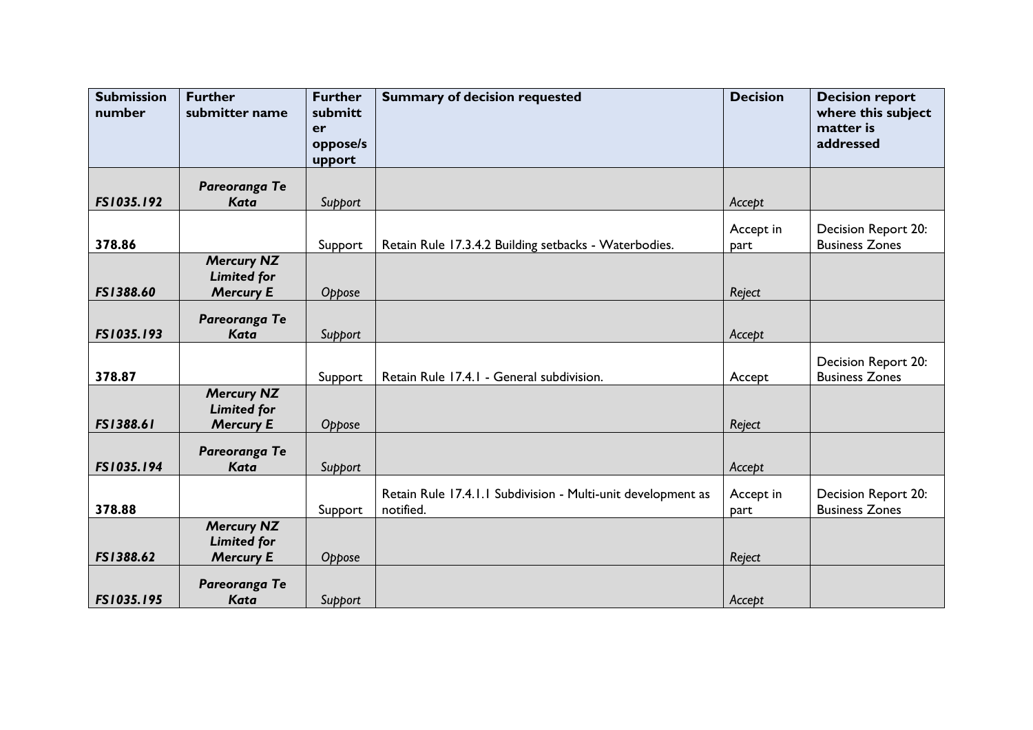| Submission number | Further submitter name | Further submitter oppose/support | Summary of decision requested | Decision | Decision report where this subject matter is addressed |
|---|---|---|---|---|---|
| *FS1035.192* | ***Pareoranga Te Kata*** | *Support* | | *Accept* | |
| **378.86** | | Support | Retain Rule 17.3.4.2 Building setbacks - Waterbodies. | Accept in part | Decision Report 20: Business Zones |
| *FS1388.60* | ***Mercury NZ Limited for Mercury E*** | *Oppose* | | *Reject* | |
| *FS1035.193* | ***Pareoranga Te Kata*** | *Support* | | *Accept* | |
| **378.87** | | Support | Retain Rule 17.4.1 - General subdivision. | Accept | Decision Report 20: Business Zones |
| *FS1388.61* | ***Mercury NZ Limited for Mercury E*** | *Oppose* | | *Reject* | |
| *FS1035.194* | ***Pareoranga Te Kata*** | *Support* | | *Accept* | |
| **378.88** | | Support | Retain Rule 17.4.1.1 Subdivision - Multi-unit development as notified. | Accept in part | Decision Report 20: Business Zones |
| *FS1388.62* | ***Mercury NZ Limited for Mercury E*** | *Oppose* | | *Reject* | |
| *FS1035.195* | ***Pareoranga Te Kata*** | *Support* | | *Accept* | |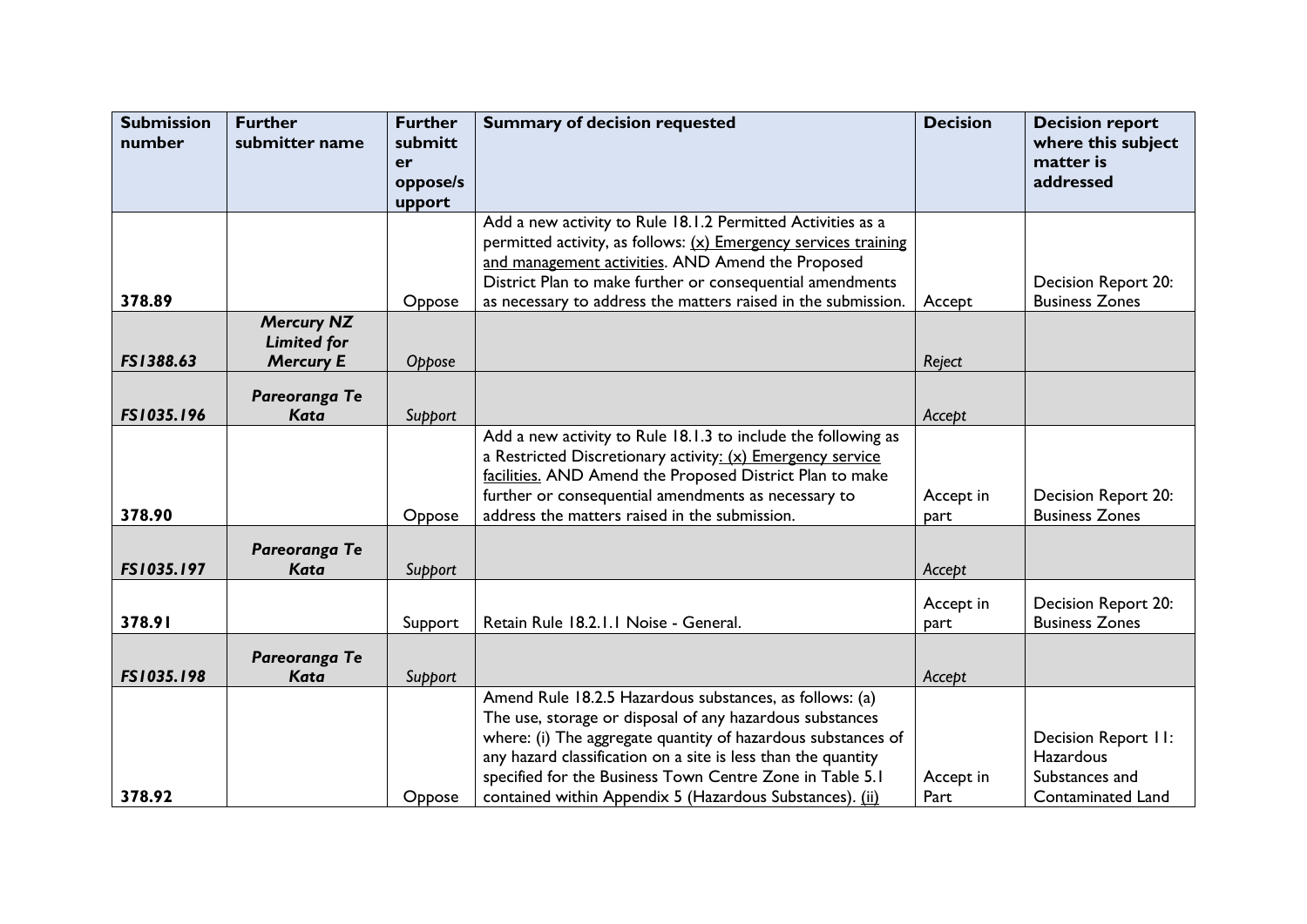| Submission number | Further submitter name | Further submitter oppose/support | Summary of decision requested | Decision | Decision report where this subject matter is addressed |
|---|---|---|---|---|---|
| 378.89 | | Oppose | Add a new activity to Rule 18.1.2 Permitted Activities as a permitted activity, as follows: <u>(x) Emergency services training and management activities</u>. AND Amend the Proposed District Plan to make further or consequential amendments as necessary to address the matters raised in the submission. | Accept | Decision Report 20: Business Zones |
| *FS1388.63* | ***Mercury NZ Limited for Mercury E*** | *Oppose* | | *Reject* | |
| *FS1035.196* | ***Pareoranga Te Kata*** | *Support* | | *Accept* | |
| 378.90 | | Oppose | Add a new activity to Rule 18.1.3 to include the following as a Restricted Discretionary activity<u>: (x) Emergency service facilities.</u> AND Amend the Proposed District Plan to make further or consequential amendments as necessary to address the matters raised in the submission. | Accept in part | Decision Report 20: Business Zones |
| *FS1035.197* | ***Pareoranga Te Kata*** | *Support* | | *Accept* | |
| 378.91 | | Support | Retain Rule 18.2.1.1 Noise - General. | Accept in part | Decision Report 20: Business Zones |
| *FS1035.198* | ***Pareoranga Te Kata*** | *Support* | | *Accept* | |
| 378.92 | | Oppose | Amend Rule 18.2.5 Hazardous substances, as follows: (a) The use, storage or disposal of any hazardous substances where: (i) The aggregate quantity of hazardous substances of any hazard classification on a site is less than the quantity specified for the Business Town Centre Zone in Table 5.1 contained within Appendix 5 (Hazardous Substances). <u>(ii)</u> | Accept in Part | Decision Report 11: Hazardous Substances and Contaminated Land |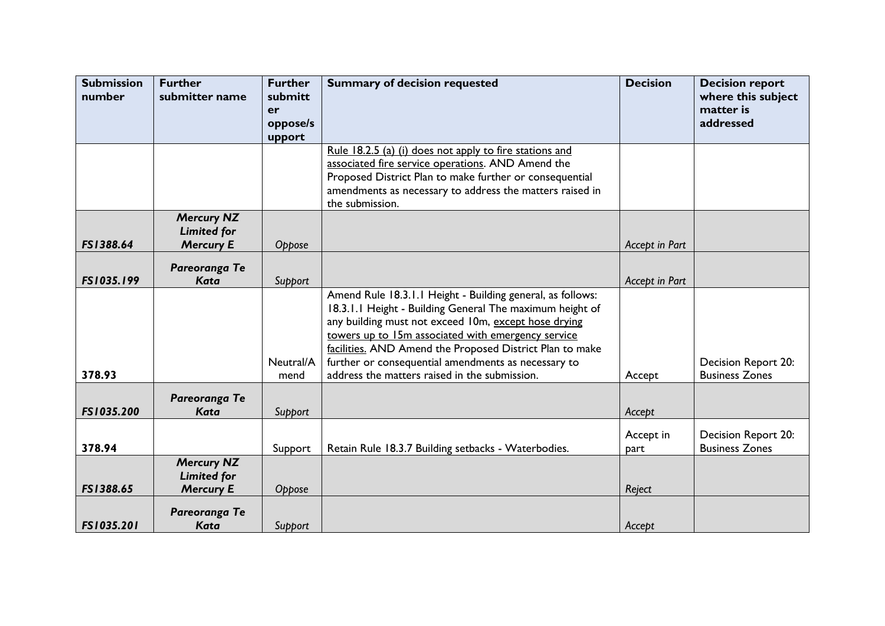| Submission number | Further submitter name | Further submitter oppose/support | Summary of decision requested | Decision | Decision report where this subject matter is addressed |
| --- | --- | --- | --- | --- | --- |
| | | | Rule 18.2.5 (a) (i) does not apply to fire stations and associated fire service operations. AND Amend the Proposed District Plan to make further or consequential amendments as necessary to address the matters raised in the submission. | | |
| *FS1388.64* | ***Mercury NZ Limited for Mercury E*** | *Oppose* | | *Accept in Part* | |
| *FS1035.199* | ***Pareoranga Te Kata*** | *Support* | | *Accept in Part* | |
| 378.93 | | Neutral/Amend | Amend Rule 18.3.1.1 Height - Building general, as follows: 18.3.1.1 Height - Building General The maximum height of any building must not exceed 10m, except hose drying towers up to 15m associated with emergency service facilities. AND Amend the Proposed District Plan to make further or consequential amendments as necessary to address the matters raised in the submission. | Accept | Decision Report 20: Business Zones |
| *FS1035.200* | ***Pareoranga Te Kata*** | *Support* | | *Accept* | |
| 378.94 | | Support | Retain Rule 18.3.7 Building setbacks - Waterbodies. | Accept in part | Decision Report 20: Business Zones |
| *FS1388.65* | ***Mercury NZ Limited for Mercury E*** | *Oppose* | | *Reject* | |
| *FS1035.201* | ***Pareoranga Te Kata*** | *Support* | | *Accept* | |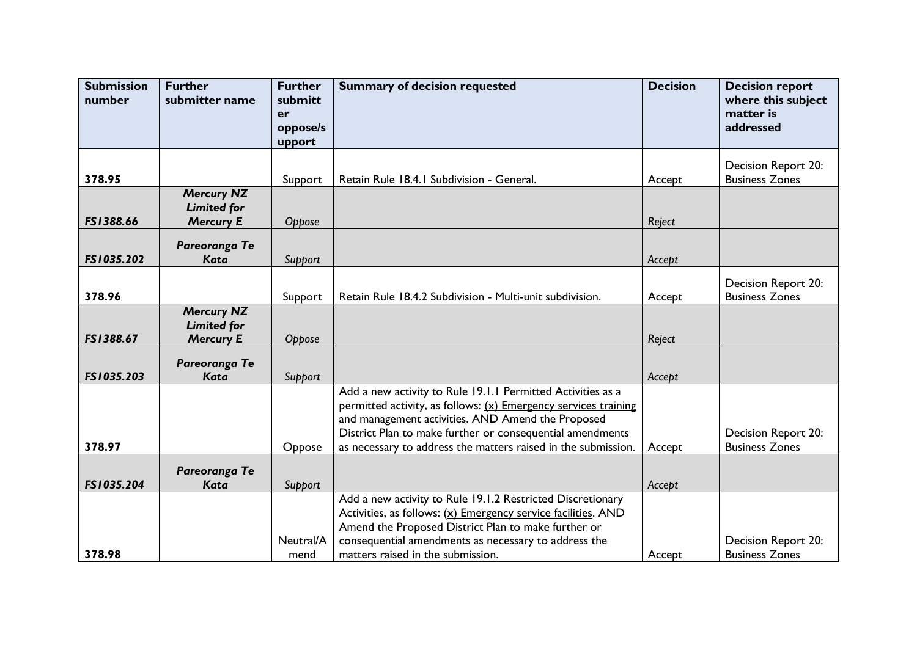| Submission number | Further submitter name | Further submitter oppose/support | Summary of decision requested | Decision | Decision report where this subject matter is addressed |
|---|---|---|---|---|---|
| **378.95** | | Support | Retain Rule 18.4.1 Subdivision - General. | Accept | Decision Report 20: Business Zones |
| ***FS1388.66*** | ***Mercury NZ Limited for Mercury E*** | *Oppose* | | *Reject* | |
| ***FS1035.202*** | ***Pareoranga Te Kata*** | *Support* | | *Accept* | |
| **378.96** | | Support | Retain Rule 18.4.2 Subdivision - Multi-unit subdivision. | Accept | Decision Report 20: Business Zones |
| ***FS1388.67*** | ***Mercury NZ Limited for Mercury E*** | *Oppose* | | *Reject* | |
| ***FS1035.203*** | ***Pareoranga Te Kata*** | *Support* | | *Accept* | |
| **378.97** | | Oppose | Add a new activity to Rule 19.1.1 Permitted Activities as a permitted activity, as follows: <u>(x) Emergency services training and management activities</u>. AND Amend the Proposed District Plan to make further or consequential amendments as necessary to address the matters raised in the submission. | Accept | Decision Report 20: Business Zones |
| ***FS1035.204*** | ***Pareoranga Te Kata*** | *Support* | | *Accept* | |
| **378.98** | | Neutral/Amend | Add a new activity to Rule 19.1.2 Restricted Discretionary Activities, as follows: <u>(x) Emergency service facilities</u>. AND Amend the Proposed District Plan to make further or consequential amendments as necessary to address the matters raised in the submission. | Accept | Decision Report 20: Business Zones |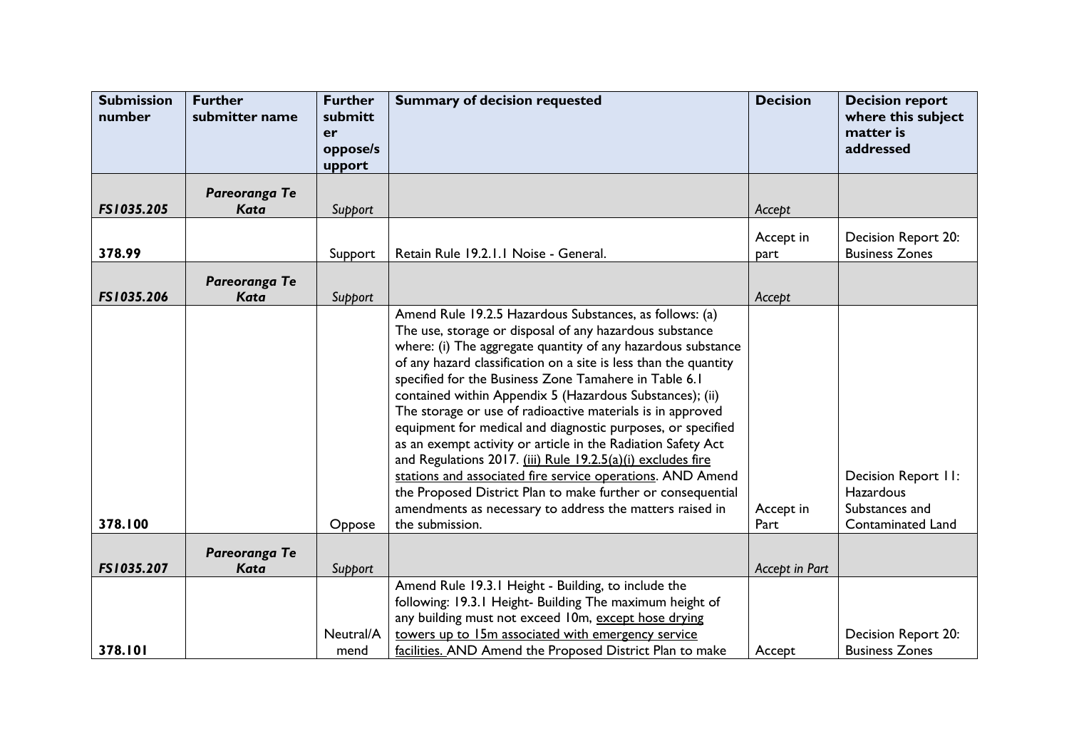| Submission number | Further submitter name | Further submitter oppose/support | Summary of decision requested | Decision | Decision report where this subject matter is addressed |
|---|---|---|---|---|---|
| *FS1035.205* | *Pareoranga Te Kata* | *Support* | | *Accept* | |
| 378.99 | | Support | Retain Rule 19.2.1.1 Noise - General. | Accept in part | Decision Report 20: Business Zones |
| *FS1035.206* | *Pareoranga Te Kata* | *Support* | | *Accept* | |
| 378.100 | | Oppose | Amend Rule 19.2.5 Hazardous Substances, as follows: (a) The use, storage or disposal of any hazardous substance where: (i) The aggregate quantity of any hazardous substance of any hazard classification on a site is less than the quantity specified for the Business Zone Tamahere in Table 6.1 contained within Appendix 5 (Hazardous Substances); (ii) The storage or use of radioactive materials is in approved equipment for medical and diagnostic purposes, or specified as an exempt activity or article in the Radiation Safety Act and Regulations 2017. <u>(iii) Rule 19.2.5(a)(i) excludes fire stations and associated fire service operations</u>. AND Amend the Proposed District Plan to make further or consequential amendments as necessary to address the matters raised in the submission. | Accept in Part | Decision Report 11: Hazardous Substances and Contaminated Land |
| *FS1035.207* | *Pareoranga Te Kata* | *Support* | | *Accept in Part* | |
| 378.101 | | Neutral/Amend | Amend Rule 19.3.1 Height - Building, to include the following: 19.3.1 Height- Building The maximum height of any building must not exceed 10m, <u>except hose drying towers up to 15m associated with emergency service facilities.</u> AND Amend the Proposed District Plan to make | Accept | Decision Report 20: Business Zones |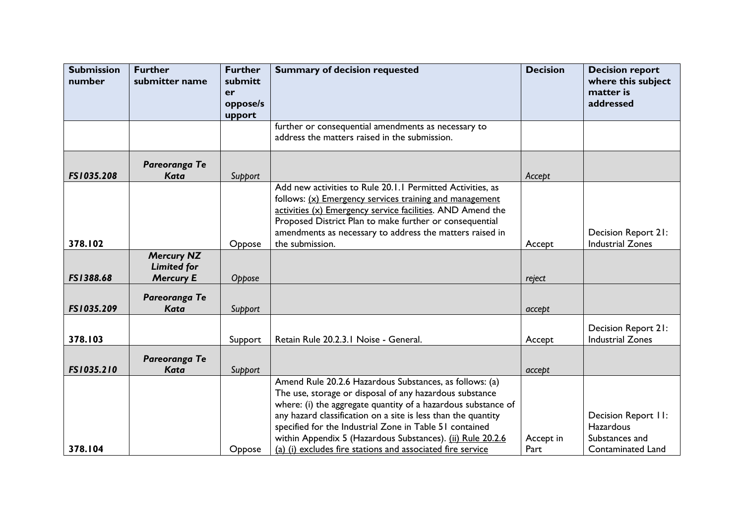| Submission number | Further submitter name | Further submitter oppose/support | Summary of decision requested | Decision | Decision report where this subject matter is addressed |
|---|---|---|---|---|---|
| | | | further or consequential amendments as necessary to address the matters raised in the submission. | | |
| *FS1035.208* | ***Pareoranga Te Kata*** | *Support* | | *Accept* | |
| 378.102 | | Oppose | Add new activities to Rule 20.1.1 Permitted Activities, as follows: (x) Emergency services training and management activities (x) Emergency service facilities. AND Amend the Proposed District Plan to make further or consequential amendments as necessary to address the matters raised in the submission. | Accept | Decision Report 21: Industrial Zones |
| *FS1388.68* | ***Mercury NZ Limited for Mercury E*** | *Oppose* | | *reject* | |
| *FS1035.209* | ***Pareoranga Te Kata*** | *Support* | | *accept* | |
| 378.103 | | Support | Retain Rule 20.2.3.1 Noise - General. | Accept | Decision Report 21: Industrial Zones |
| *FS1035.210* | ***Pareoranga Te Kata*** | *Support* | | *accept* | |
| 378.104 | | Oppose | Amend Rule 20.2.6 Hazardous Substances, as follows: (a) The use, storage or disposal of any hazardous substance where: (i) the aggregate quantity of a hazardous substance of any hazard classification on a site is less than the quantity specified for the Industrial Zone in Table 51 contained within Appendix 5 (Hazardous Substances). (ii) Rule 20.2.6 (a) (i) excludes fire stations and associated fire service | Accept in Part | Decision Report 11: Hazardous Substances and Contaminated Land |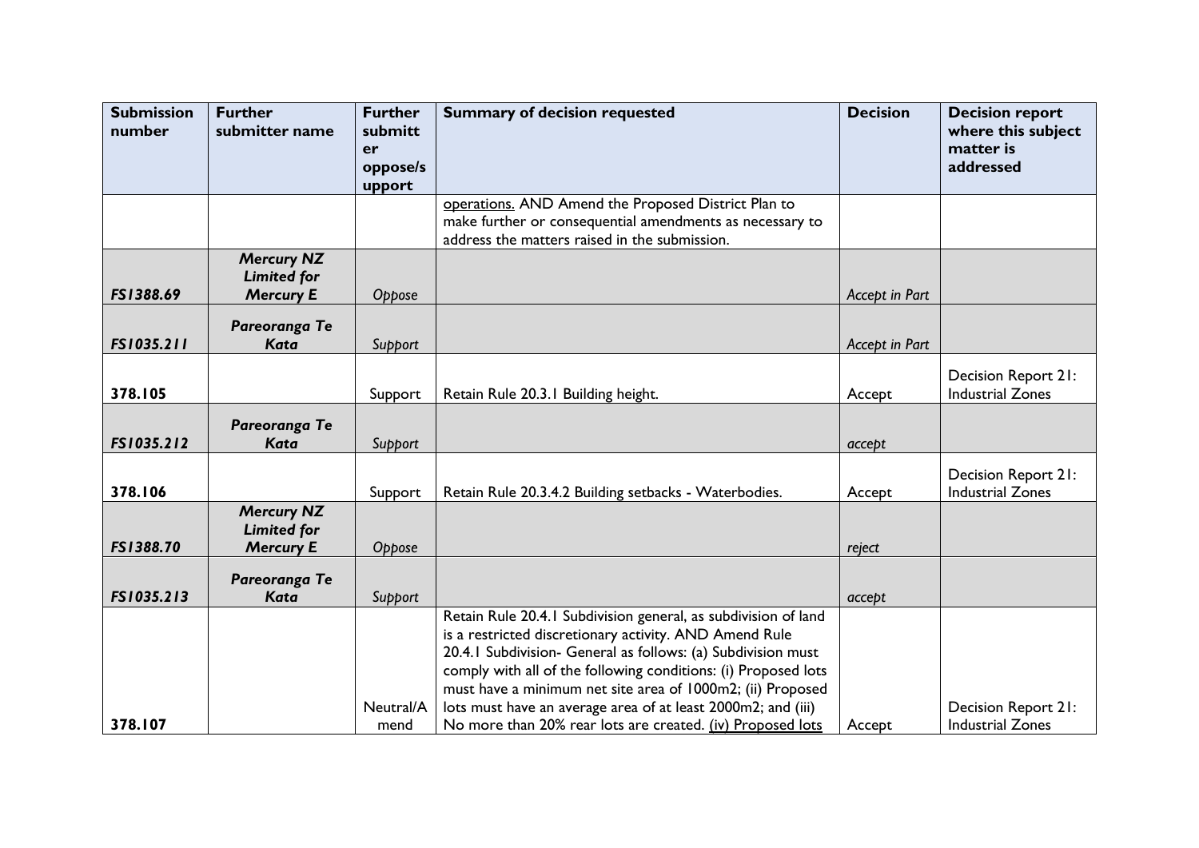| Submission number | Further submitter name | Further submitter oppose/support | Summary of decision requested | Decision | Decision report where this subject matter is addressed |
|---|---|---|---|---|---|
| | | | operations. AND Amend the Proposed District Plan to make further or consequential amendments as necessary to address the matters raised in the submission. | | |
| *FS1388.69* | ***Mercury NZ Limited for Mercury E*** | *Oppose* | | *Accept in Part* | |
| *FS1035.211* | ***Pareoranga Te Kata*** | *Support* | | *Accept in Part* | |
| **378.105** | | Support | Retain Rule 20.3.1 Building height. | Accept | Decision Report 21: Industrial Zones |
| *FS1035.212* | ***Pareoranga Te Kata*** | *Support* | | *accept* | |
| **378.106** | | Support | Retain Rule 20.3.4.2 Building setbacks - Waterbodies. | Accept | Decision Report 21: Industrial Zones |
| *FS1388.70* | ***Mercury NZ Limited for Mercury E*** | *Oppose* | | *reject* | |
| *FS1035.213* | ***Pareoranga Te Kata*** | *Support* | | *accept* | |
| **378.107** | | Neutral/Amend | Retain Rule 20.4.1 Subdivision general, as subdivision of land is a restricted discretionary activity. AND Amend Rule 20.4.1 Subdivision- General as follows: (a) Subdivision must comply with all of the following conditions: (i) Proposed lots must have a minimum net site area of 1000m2; (ii) Proposed lots must have an average area of at least 2000m2; and (iii) No more than 20% rear lots are created. <u>(iv) Proposed lots</u> | Accept | Decision Report 21: Industrial Zones |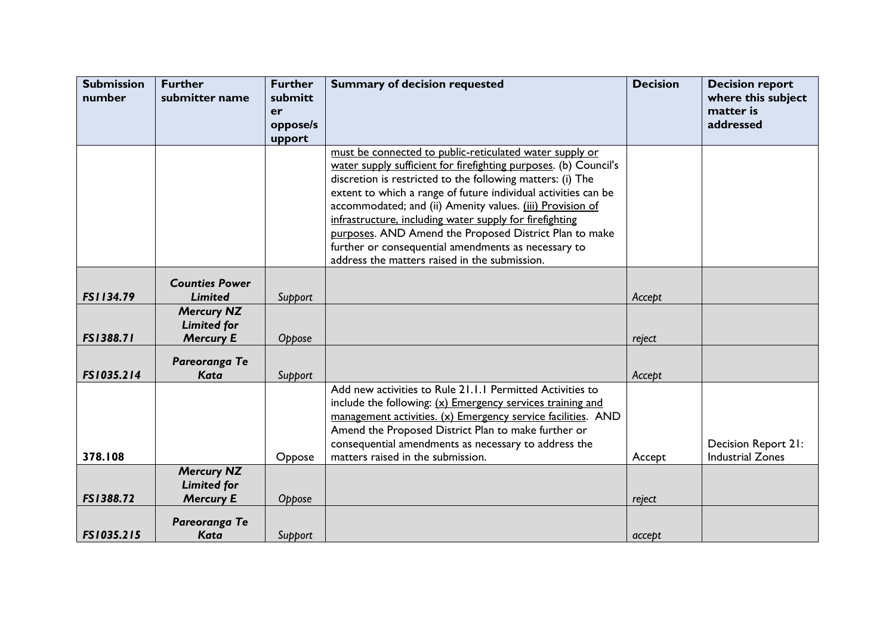| Submission number | Further submitter name | Further submitter oppose/support | Summary of decision requested | Decision | Decision report where this subject matter is addressed |
|---|---|---|---|---|---|
| | | | must be connected to public-reticulated water supply or water supply sufficient for firefighting purposes. (b) Council's discretion is restricted to the following matters: (i) The extent to which a range of future individual activities can be accommodated; and (ii) Amenity values. (iii) Provision of infrastructure, including water supply for firefighting purposes. AND Amend the Proposed District Plan to make further or consequential amendments as necessary to address the matters raised in the submission. | | |
| ***FS1134.79*** | ***Counties Power Limited*** | *Support* | | *Accept* | |
| ***FS1388.71*** | ***Mercury NZ Limited for Mercury E*** | *Oppose* | | *reject* | |
| ***FS1035.214*** | ***Pareoranga Te Kata*** | *Support* | | *Accept* | |
| **378.108** | | Oppose | Add new activities to Rule 21.1.1 Permitted Activities to include the following: (x) Emergency services training and management activities. (x) Emergency service facilities. AND Amend the Proposed District Plan to make further or consequential amendments as necessary to address the matters raised in the submission. | Accept | Decision Report 21: Industrial Zones |
| ***FS1388.72*** | ***Mercury NZ Limited for Mercury E*** | *Oppose* | | *reject* | |
| ***FS1035.215*** | ***Pareoranga Te Kata*** | *Support* | | *accept* | |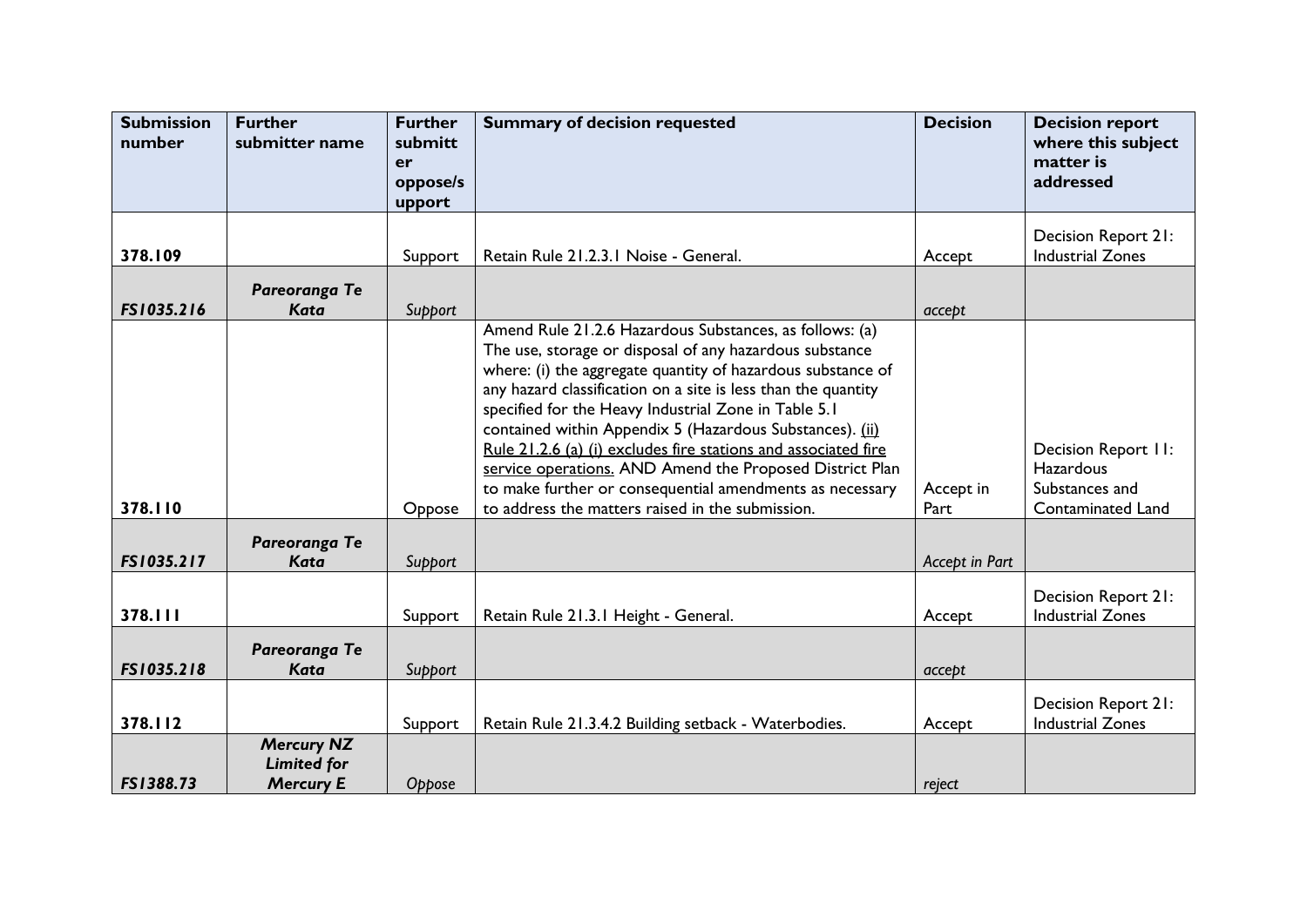| Submission number | Further submitter name | Further submitter oppose/support | Summary of decision requested | Decision | Decision report where this subject matter is addressed |
|---|---|---|---|---|---|
| 378.109 | | Support | Retain Rule 21.2.3.1 Noise - General. | Accept | Decision Report 21: Industrial Zones |
| *FS1035.216* | ***Pareoranga Te Kata*** | *Support* | | *accept* | |
| 378.110 | | Oppose | Amend Rule 21.2.6 Hazardous Substances, as follows: (a) The use, storage or disposal of any hazardous substance where: (i) the aggregate quantity of hazardous substance of any hazard classification on a site is less than the quantity specified for the Heavy Industrial Zone in Table 5.1 contained within Appendix 5 (Hazardous Substances). <u>(ii) Rule 21.2.6 (a) (i) excludes fire stations and associated fire service operations.</u> AND Amend the Proposed District Plan to make further or consequential amendments as necessary to address the matters raised in the submission. | Accept in Part | Decision Report 11: Hazardous Substances and Contaminated Land |
| *FS1035.217* | ***Pareoranga Te Kata*** | *Support* | | *Accept in Part* | |
| 378.111 | | Support | Retain Rule 21.3.1 Height - General. | Accept | Decision Report 21: Industrial Zones |
| *FS1035.218* | ***Pareoranga Te Kata*** | *Support* | | *accept* | |
| 378.112 | | Support | Retain Rule 21.3.4.2 Building setback - Waterbodies. | Accept | Decision Report 21: Industrial Zones |
| *FS1388.73* | ***Mercury NZ Limited for Mercury E*** | *Oppose* | | *reject* | |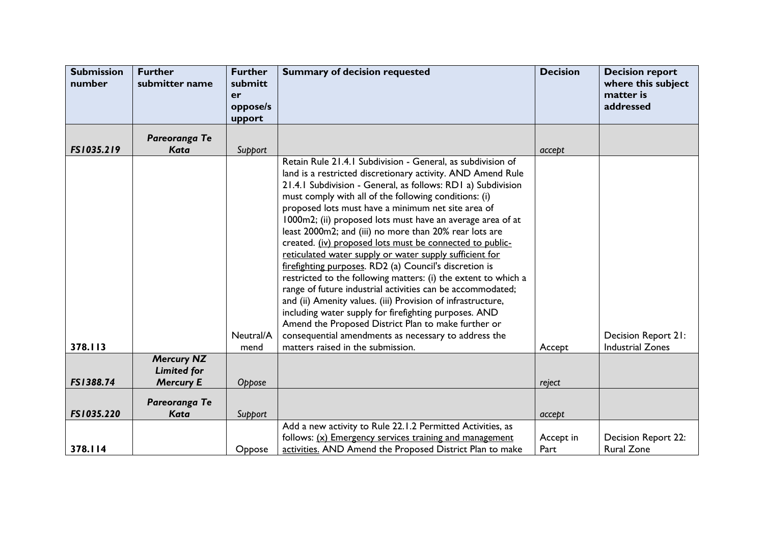| Submission number | Further submitter name | Further submitter oppose/support | Summary of decision requested | Decision | Decision report where this subject matter is addressed |
|---|---|---|---|---|---|
| *FS1035.219* | ***Pareoranga Te Kata*** | *Support* | | *accept* | |
| 378.113 | | Neutral/Amend | Retain Rule 21.4.1 Subdivision - General, as subdivision of land is a restricted discretionary activity. AND Amend Rule 21.4.1 Subdivision - General, as follows: RD1 a) Subdivision must comply with all of the following conditions: (i) proposed lots must have a minimum net site area of 1000m2; (ii) proposed lots must have an average area of at least 2000m2; and (iii) no more than 20% rear lots are created. <u>(iv) proposed lots must be connected to public-reticulated water supply or water supply sufficient for firefighting purposes</u>. RD2 (a) Council's discretion is restricted to the following matters: (i) the extent to which a range of future industrial activities can be accommodated; and (ii) Amenity values. (iii) Provision of infrastructure, including water supply for firefighting purposes. AND Amend the Proposed District Plan to make further or consequential amendments as necessary to address the matters raised in the submission. | Accept | Decision Report 21: Industrial Zones |
| *FS1388.74* | ***Mercury NZ Limited for Mercury E*** | *Oppose* | | *reject* | |
| *FS1035.220* | ***Pareoranga Te Kata*** | *Support* | | *accept* | |
| 378.114 | | Oppose | Add a new activity to Rule 22.1.2 Permitted Activities, as follows: <u>(x) Emergency services training and management activities.</u> AND Amend the Proposed District Plan to make | Accept in Part | Decision Report 22: Rural Zone |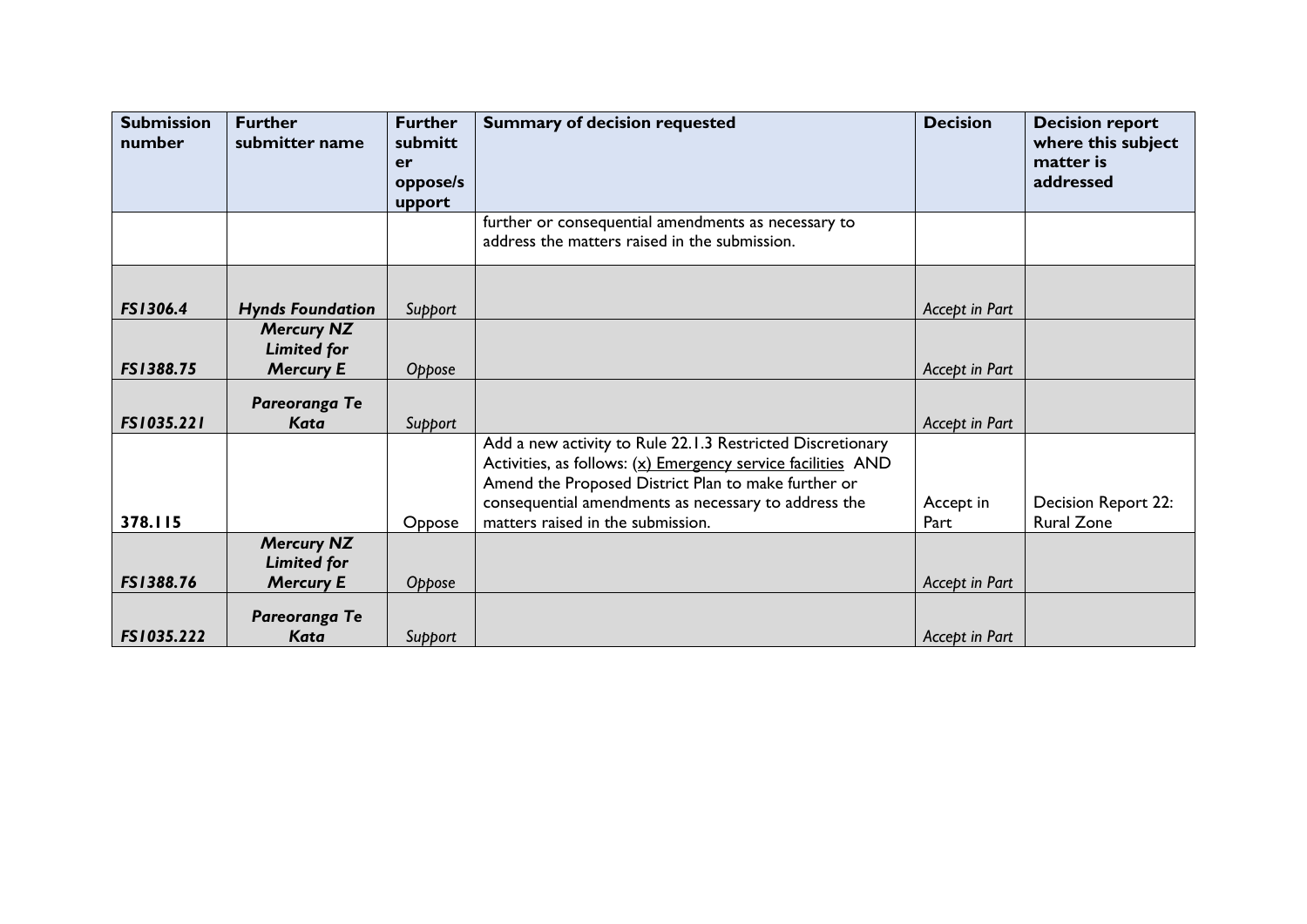| Submission number | Further submitter name | Further submitter oppose/support | Summary of decision requested | Decision | Decision report where this subject matter is addressed |
|---|---|---|---|---|---|
| | | | further or consequential amendments as necessary to address the matters raised in the submission. | | |
| ***FS1306.4*** | ***Hynds Foundation*** | *Support* | | *Accept in Part* | |
| ***FS1388.75*** | ***Mercury NZ Limited for Mercury E*** | *Oppose* | | *Accept in Part* | |
| ***FS1035.221*** | ***Pareoranga Te Kata*** | *Support* | | *Accept in Part* | |
| **378.115** | | Oppose | Add a new activity to Rule 22.1.3 Restricted Discretionary Activities, as follows: <u>(x) Emergency service facilities</u> AND Amend the Proposed District Plan to make further or consequential amendments as necessary to address the matters raised in the submission. | Accept in Part | Decision Report 22: Rural Zone |
| ***FS1388.76*** | ***Mercury NZ Limited for Mercury E*** | *Oppose* | | *Accept in Part* | |
| ***FS1035.222*** | ***Pareoranga Te Kata*** | *Support* | | *Accept in Part* | |